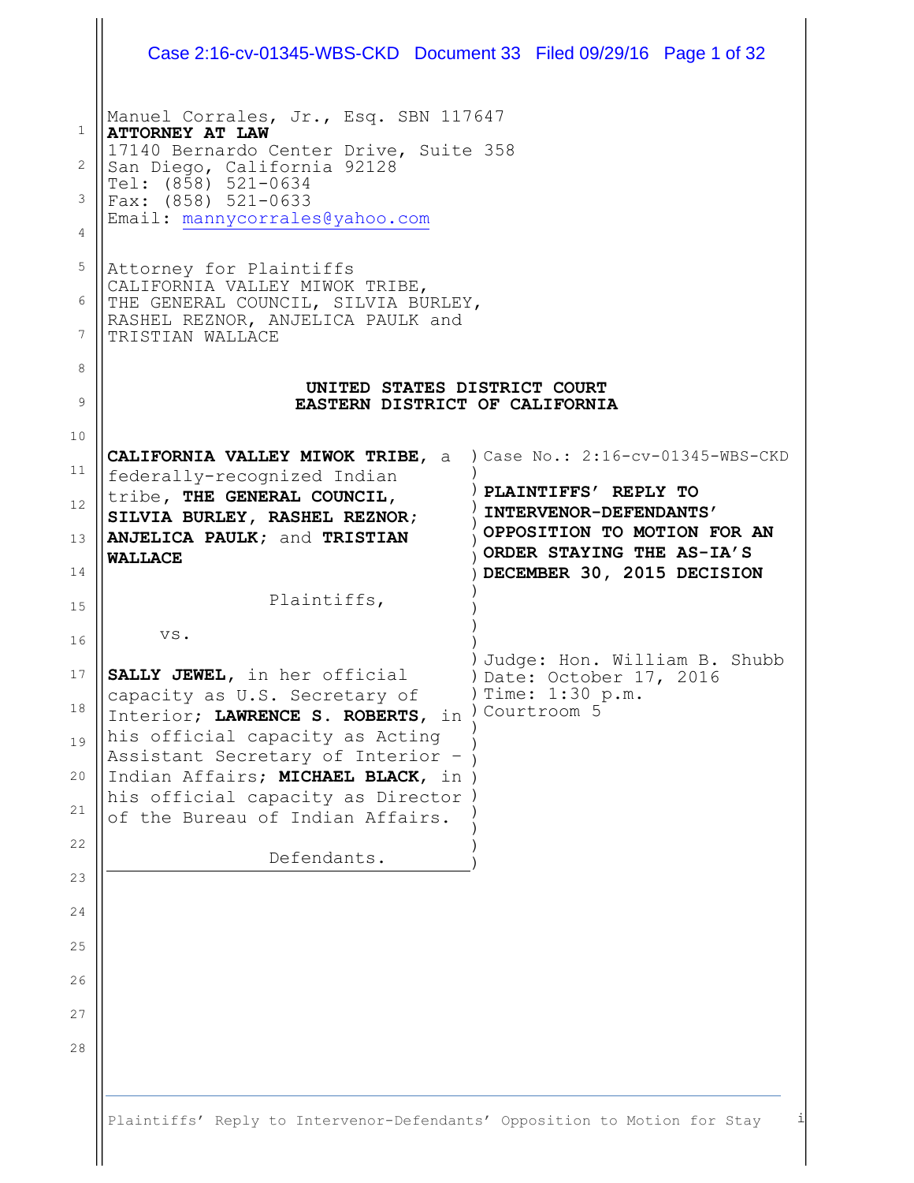Manuel Corrales, Jr., Esq. SBN 117647
**ATTORNEY AT LAW**
17140 Bernardo Center Drive, Suite 358
San Diego, California 92128
Tel: (858) 521-0634
Fax: (858) 521-0633
Email: mannycorrales@yahoo.com

Attorney for Plaintiffs
CALIFORNIA VALLEY MIWOK TRIBE,
THE GENERAL COUNCIL, SILVIA BURLEY,
RASHEL REZNOR, ANJELICA PAULK and
TRISTIAN WALLACE

**UNITED STATES DISTRICT COURT**
**EASTERN DISTRICT OF CALIFORNIA**

**CALIFORNIA VALLEY MIWOK TRIBE**, a federally-recognized Indian tribe, **THE GENERAL COUNCIL, SILVIA BURLEY, RASHEL REZNOR; ANJELICA PAULK**; and **TRISTIAN WALLACE**

Plaintiffs,

vs.

**SALLY JEWEL**, in her official capacity as U.S. Secretary of Interior; **LAWRENCE S. ROBERTS**, in his official capacity as Acting Assistant Secretary of Interior – Indian Affairs; **MICHAEL BLACK**, in his official capacity as Director of the Bureau of Indian Affairs.

Defendants.

Case No.: 2:16-cv-01345-WBS-CKD

**PLAINTIFFS' REPLY TO INTERVENOR-DEFENDANTS' OPPOSITION TO MOTION FOR AN ORDER STAYING THE AS-IA'S DECEMBER 30, 2015 DECISION**

Judge: Hon. William B. Shubb
Date: October 17, 2016
Time: 1:30 p.m.
Courtroom 5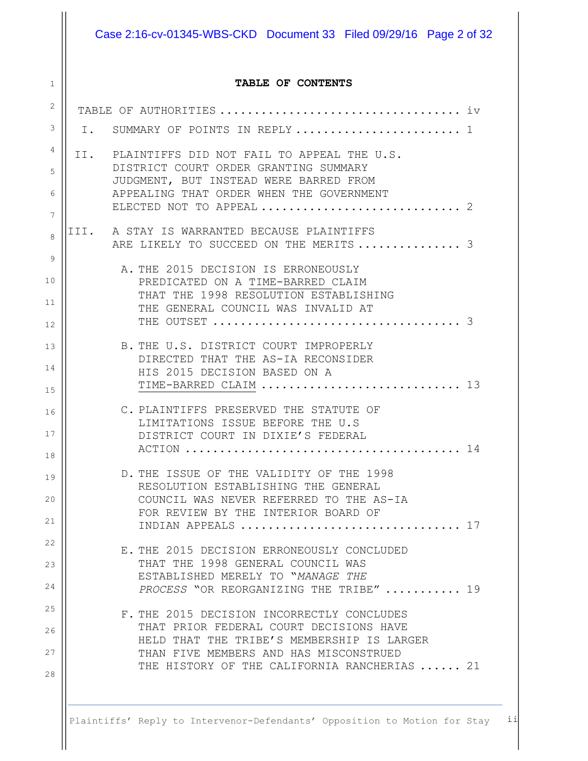## TABLE OF CONTENTS

TABLE OF AUTHORITIES .................................. iv

I. SUMMARY OF POINTS IN REPLY ....................... 1

II. PLAINTIFFS DID NOT FAIL TO APPEAL THE U.S. DISTRICT COURT ORDER GRANTING SUMMARY JUDGMENT, BUT INSTEAD WERE BARRED FROM APPEALING THAT ORDER WHEN THE GOVERNMENT ELECTED NOT TO APPEAL ............................ 2

III. A STAY IS WARRANTED BECAUSE PLAINTIFFS ARE LIKELY TO SUCCEED ON THE MERITS ............... 3

A. THE 2015 DECISION IS ERRONEOUSLY PREDICATED ON A TIME-BARRED CLAIM THAT THE 1998 RESOLUTION ESTABLISHING THE GENERAL COUNCIL WAS INVALID AT THE OUTSET .................................. 3

B. THE U.S. DISTRICT COURT IMPROPERLY DIRECTED THAT THE AS-IA RECONSIDER HIS 2015 DECISION BASED ON A TIME-BARRED CLAIM ............................ 13

C. PLAINTIFFS PRESERVED THE STATUTE OF LIMITATIONS ISSUE BEFORE THE U.S DISTRICT COURT IN DIXIE'S FEDERAL ACTION ....................................... 14

D. THE ISSUE OF THE VALIDITY OF THE 1998 RESOLUTION ESTABLISHING THE GENERAL COUNCIL WAS NEVER REFERRED TO THE AS-IA FOR REVIEW BY THE INTERIOR BOARD OF INDIAN APPEALS ............................... 17

E. THE 2015 DECISION ERRONEOUSLY CONCLUDED THAT THE 1998 GENERAL COUNCIL WAS ESTABLISHED MERELY TO "*MANAGE THE PROCESS* "OR REORGANIZING THE TRIBE" ........... 19

F. THE 2015 DECISION INCORRECTLY CONCLUDES THAT PRIOR FEDERAL COURT DECISIONS HAVE HELD THAT THE TRIBE'S MEMBERSHIP IS LARGER THAN FIVE MEMBERS AND HAS MISCONSTRUED THE HISTORY OF THE CALIFORNIA RANCHERIAS ...... 21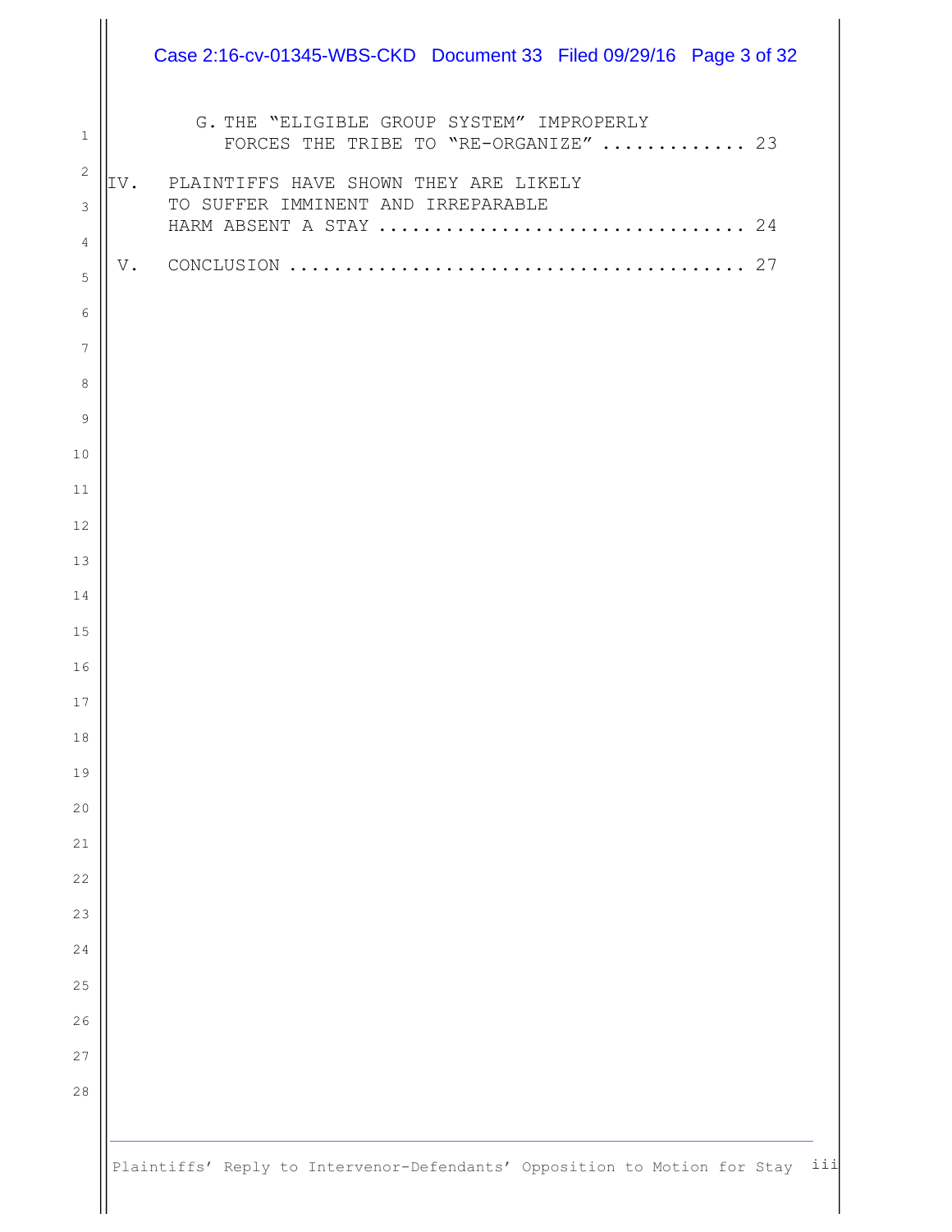G. THE "ELIGIBLE GROUP SYSTEM" IMPROPERLY FORCES THE TRIBE TO "RE-ORGANIZE" ............. 23

IV. PLAINTIFFS HAVE SHOWN THEY ARE LIKELY TO SUFFER IMMINENT AND IRREPARABLE HARM ABSENT A STAY ................................. 24

V. CONCLUSION ......................................... 27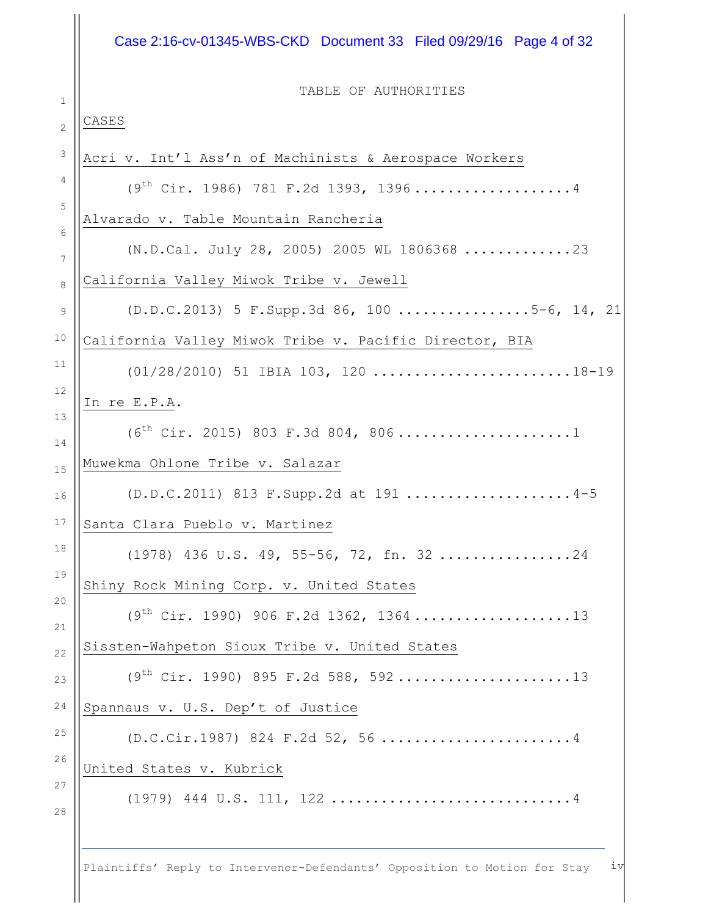TABLE OF AUTHORITIES

CASES

Acri v. Int'l Ass'n of Machinists & Aerospace Workers

(9th Cir. 1986) 781 F.2d 1393, 1396 ................... 4

Alvarado v. Table Mountain Rancheria

(N.D.Cal. July 28, 2005) 2005 WL 1806368 ............. 23

California Valley Miwok Tribe v. Jewell

(D.D.C.2013) 5 F.Supp.3d 86, 100 ................. 5-6, 14, 21

California Valley Miwok Tribe v. Pacific Director, BIA

(01/28/2010) 51 IBIA 103, 120 ........................ 18-19

In re E.P.A.

(6th Cir. 2015) 803 F.3d 804, 806 ..................... 1

Muwekma Ohlone Tribe v. Salazar

(D.D.C.2011) 813 F.Supp.2d at 191 .................... 4-5

Santa Clara Pueblo v. Martinez

(1978) 436 U.S. 49, 55-56, 72, fn. 32 ................ 24

Shiny Rock Mining Corp. v. United States

(9th Cir. 1990) 906 F.2d 1362, 1364 ................... 13

Sissten-Wahpeton Sioux Tribe v. United States

(9th Cir. 1990) 895 F.2d 588, 592 ..................... 13

Spannaus v. U.S. Dep't of Justice

(D.C.Cir.1987) 824 F.2d 52, 56 ....................... 4

United States v. Kubrick

(1979) 444 U.S. 111, 122 ............................ 4

Plaintiffs' Reply to Intervenor-Defendants' Opposition to Motion for Stay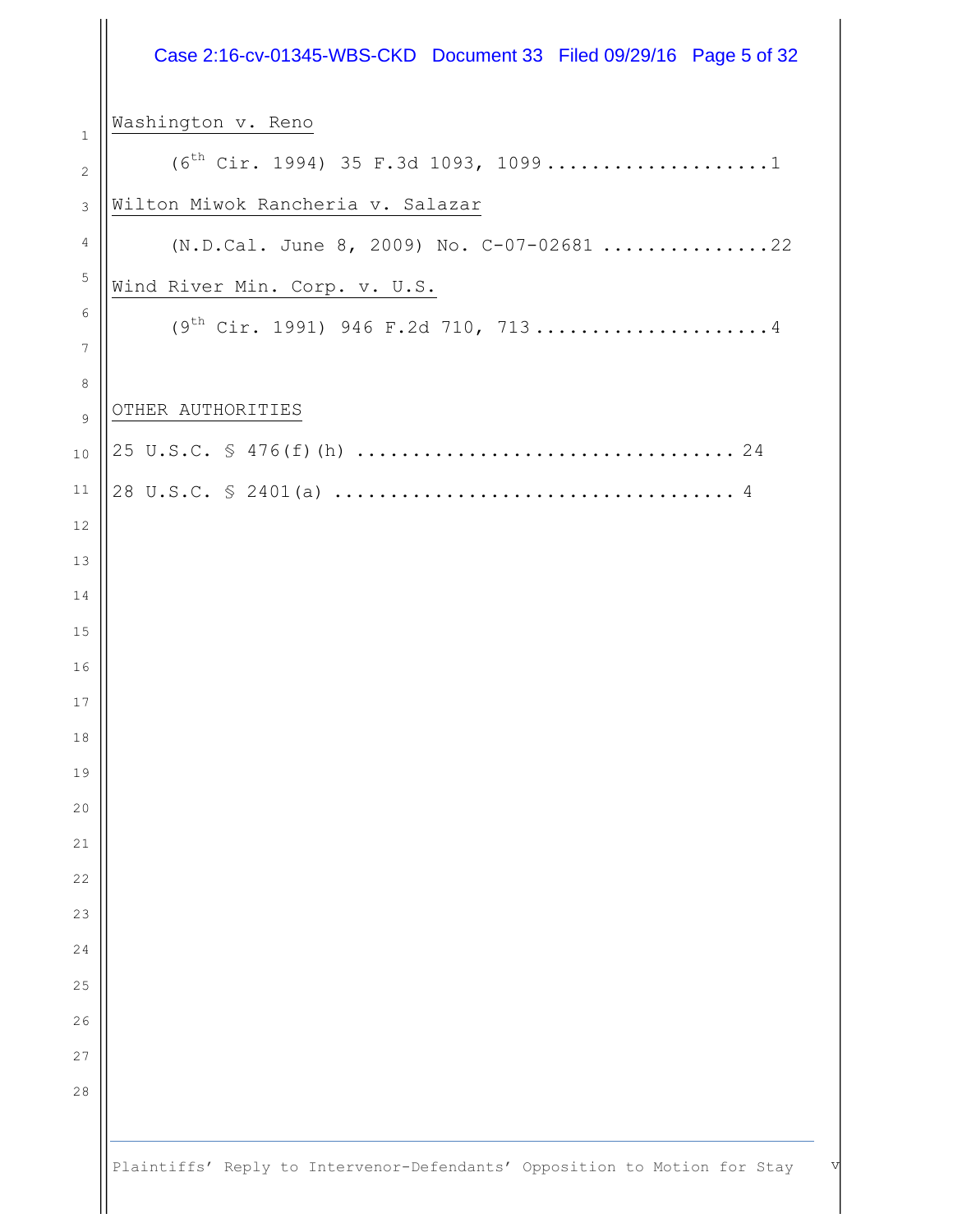<u>Washington v. Reno</u>

(6th Cir. 1994) 35 F.3d 1093, 1099....................1

<u>Wilton Miwok Rancheria v. Salazar</u>

(N.D.Cal. June 8, 2009) No. C-07-02681 ...............22

<u>Wind River Min. Corp. v. U.S.</u>

(9th Cir. 1991) 946 F.2d 710, 713.....................4

<u>OTHER AUTHORITIES</u>

25 U.S.C. § 476(f)(h) ................................. 24

28 U.S.C. § 2401(a) .................................. 4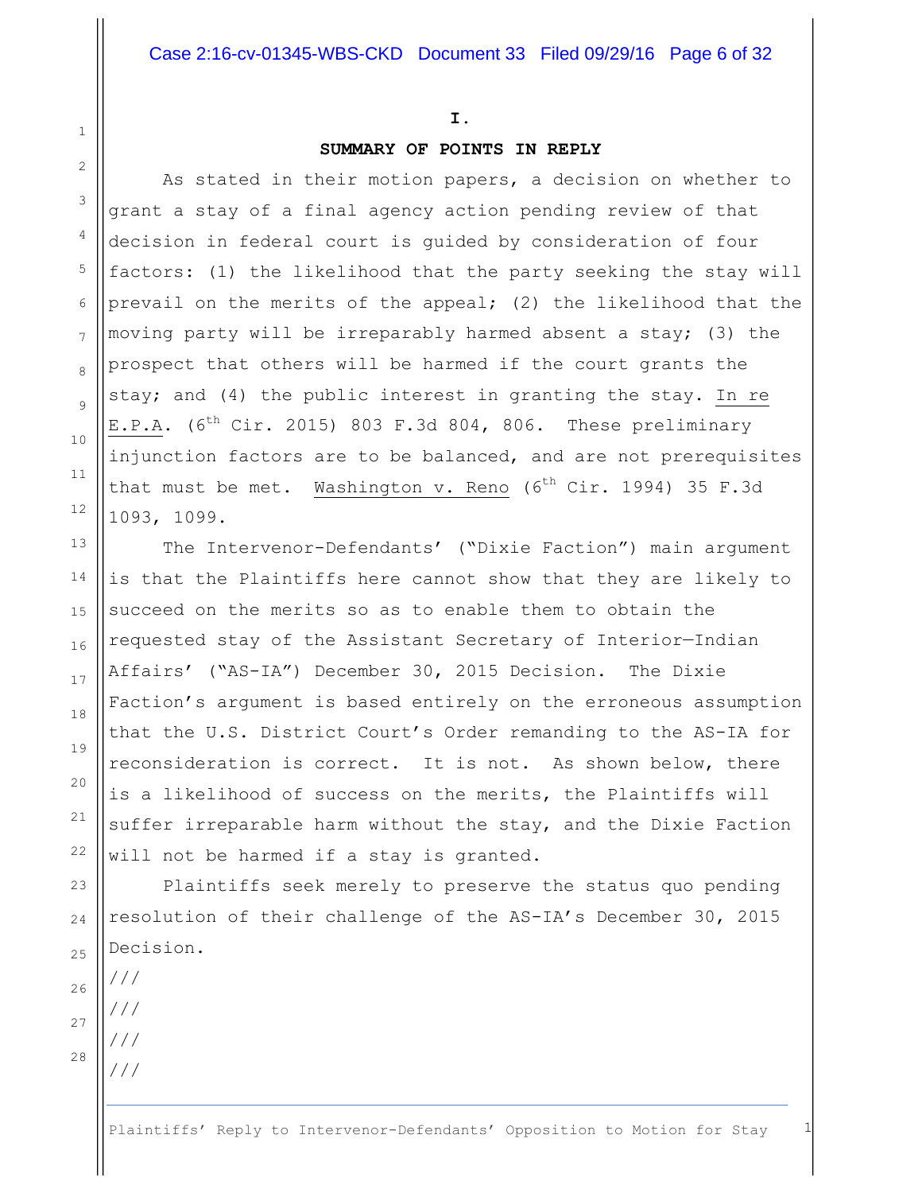# I.

## SUMMARY OF POINTS IN REPLY

As stated in their motion papers, a decision on whether to grant a stay of a final agency action pending review of that decision in federal court is guided by consideration of four factors: (1) the likelihood that the party seeking the stay will prevail on the merits of the appeal; (2) the likelihood that the moving party will be irreparably harmed absent a stay; (3) the prospect that others will be harmed if the court grants the stay; and (4) the public interest in granting the stay. In re E.P.A. (6th Cir. 2015) 803 F.3d 804, 806. These preliminary injunction factors are to be balanced, and are not prerequisites that must be met. Washington v. Reno (6th Cir. 1994) 35 F.3d 1093, 1099.

The Intervenor-Defendants' ("Dixie Faction") main argument is that the Plaintiffs here cannot show that they are likely to succeed on the merits so as to enable them to obtain the requested stay of the Assistant Secretary of Interior—Indian Affairs' ("AS-IA") December 30, 2015 Decision. The Dixie Faction's argument is based entirely on the erroneous assumption that the U.S. District Court's Order remanding to the AS-IA for reconsideration is correct. It is not. As shown below, there is a likelihood of success on the merits, the Plaintiffs will suffer irreparable harm without the stay, and the Dixie Faction will not be harmed if a stay is granted.

Plaintiffs seek merely to preserve the status quo pending resolution of their challenge of the AS-IA's December 30, 2015 Decision.

///

///

///

///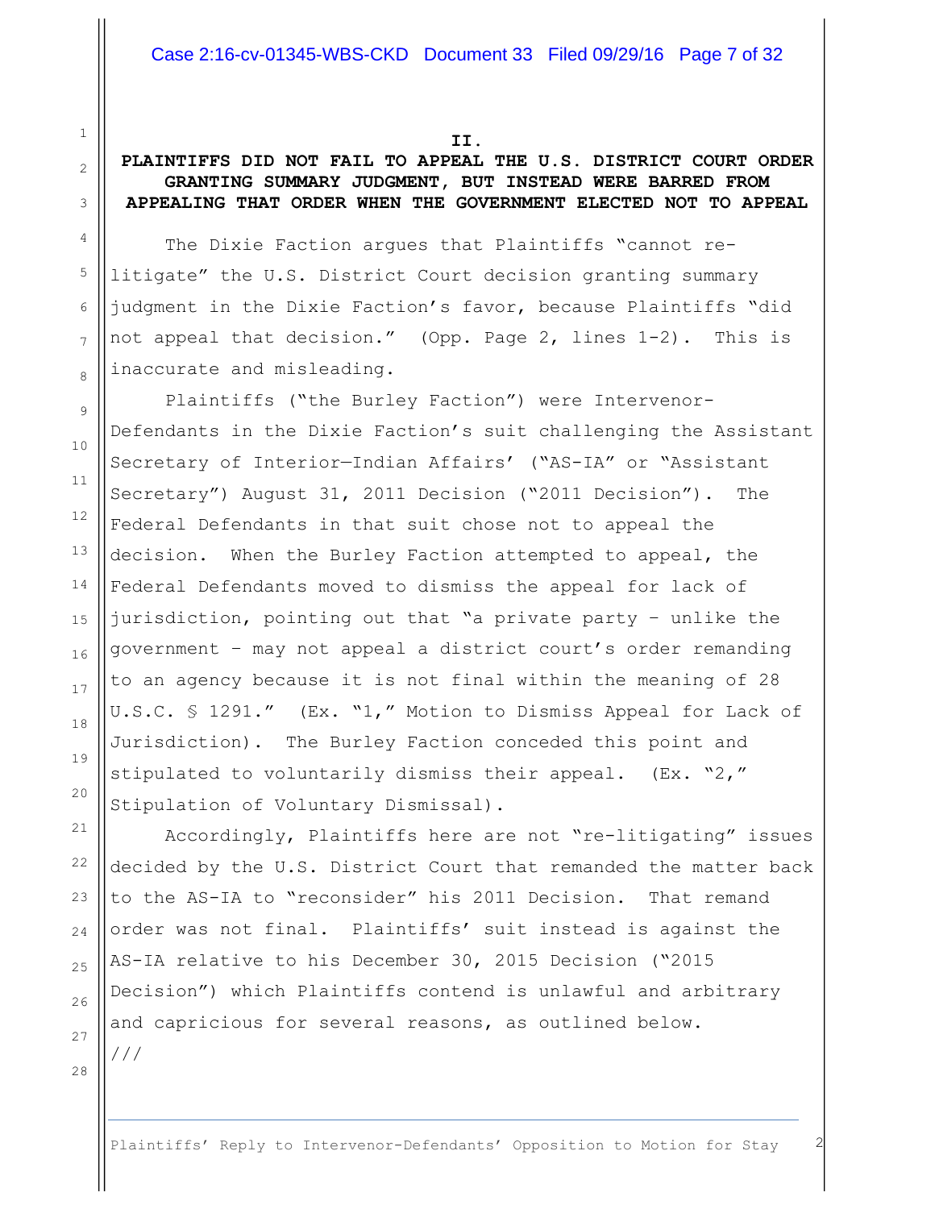## II.

## PLAINTIFFS DID NOT FAIL TO APPEAL THE U.S. DISTRICT COURT ORDER GRANTING SUMMARY JUDGMENT, BUT INSTEAD WERE BARRED FROM APPEALING THAT ORDER WHEN THE GOVERNMENT ELECTED NOT TO APPEAL

The Dixie Faction argues that Plaintiffs "cannot re-litigate" the U.S. District Court decision granting summary judgment in the Dixie Faction's favor, because Plaintiffs "did not appeal that decision." (Opp. Page 2, lines 1-2). This is inaccurate and misleading.

Plaintiffs ("the Burley Faction") were Intervenor-Defendants in the Dixie Faction's suit challenging the Assistant Secretary of Interior—Indian Affairs' ("AS-IA" or "Assistant Secretary") August 31, 2011 Decision ("2011 Decision"). The Federal Defendants in that suit chose not to appeal the decision. When the Burley Faction attempted to appeal, the Federal Defendants moved to dismiss the appeal for lack of jurisdiction, pointing out that "a private party – unlike the government – may not appeal a district court's order remanding to an agency because it is not final within the meaning of 28 U.S.C. § 1291." (Ex. "1," Motion to Dismiss Appeal for Lack of Jurisdiction). The Burley Faction conceded this point and stipulated to voluntarily dismiss their appeal. (Ex. "2," Stipulation of Voluntary Dismissal).

Accordingly, Plaintiffs here are not "re-litigating" issues decided by the U.S. District Court that remanded the matter back to the AS-IA to "reconsider" his 2011 Decision. That remand order was not final. Plaintiffs' suit instead is against the AS-IA relative to his December 30, 2015 Decision ("2015 Decision") which Plaintiffs contend is unlawful and arbitrary and capricious for several reasons, as outlined below.

///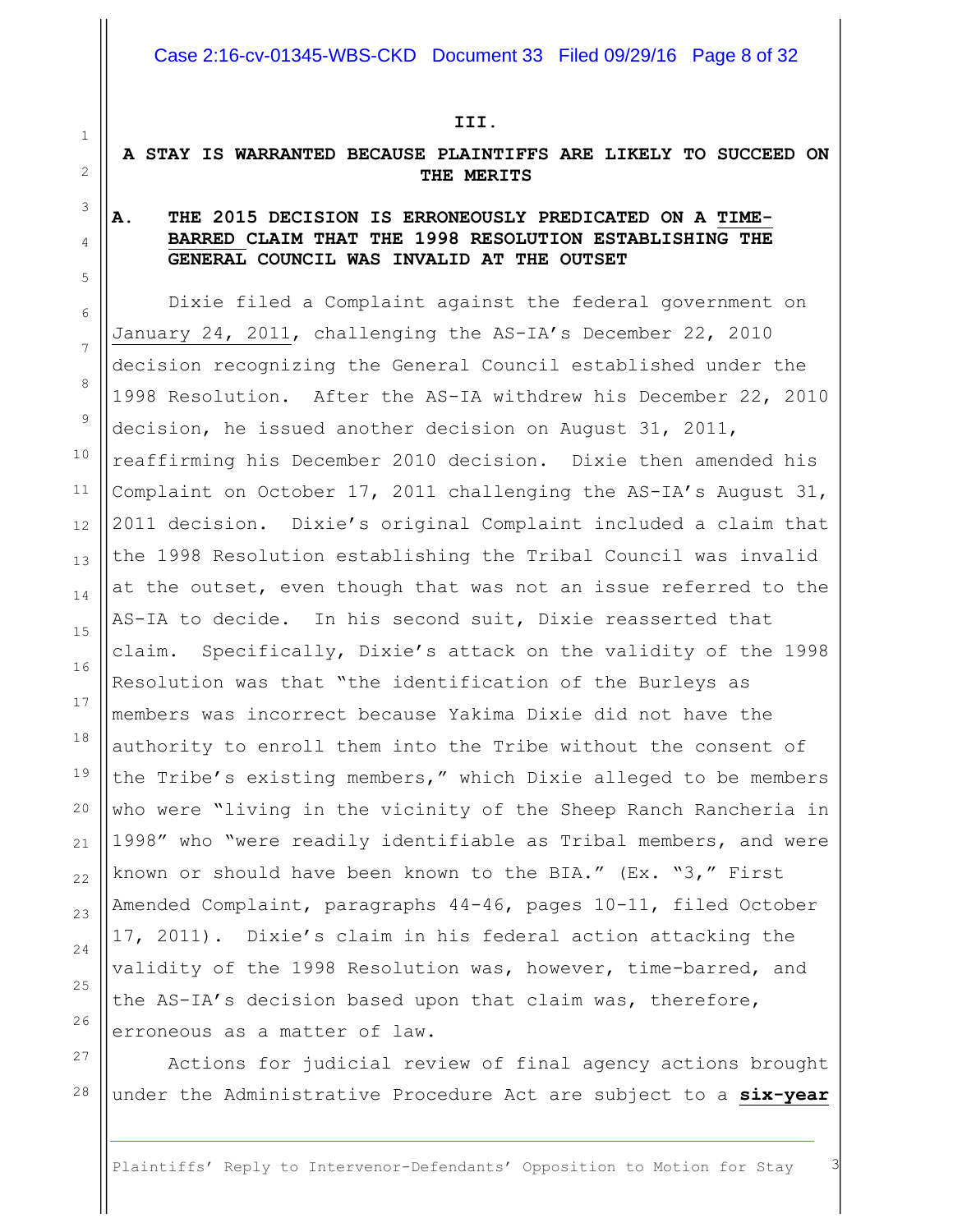### III.

### A STAY IS WARRANTED BECAUSE PLAINTIFFS ARE LIKELY TO SUCCEED ON THE MERITS

#### A. THE 2015 DECISION IS ERRONEOUSLY PREDICATED ON A TIME-BARRED CLAIM THAT THE 1998 RESOLUTION ESTABLISHING THE GENERAL COUNCIL WAS INVALID AT THE OUTSET

Dixie filed a Complaint against the federal government on January 24, 2011, challenging the AS-IA's December 22, 2010 decision recognizing the General Council established under the 1998 Resolution. After the AS-IA withdrew his December 22, 2010 decision, he issued another decision on August 31, 2011, reaffirming his December 2010 decision. Dixie then amended his Complaint on October 17, 2011 challenging the AS-IA's August 31, 2011 decision. Dixie's original Complaint included a claim that the 1998 Resolution establishing the Tribal Council was invalid at the outset, even though that was not an issue referred to the AS-IA to decide. In his second suit, Dixie reasserted that claim. Specifically, Dixie's attack on the validity of the 1998 Resolution was that "the identification of the Burleys as members was incorrect because Yakima Dixie did not have the authority to enroll them into the Tribe without the consent of the Tribe's existing members," which Dixie alleged to be members who were "living in the vicinity of the Sheep Ranch Rancheria in 1998" who "were readily identifiable as Tribal members, and were known or should have been known to the BIA." (Ex. "3," First Amended Complaint, paragraphs 44-46, pages 10-11, filed October 17, 2011). Dixie's claim in his federal action attacking the validity of the 1998 Resolution was, however, time-barred, and the AS-IA's decision based upon that claim was, therefore, erroneous as a matter of law.

Actions for judicial review of final agency actions brought under the Administrative Procedure Act are subject to a **six-year**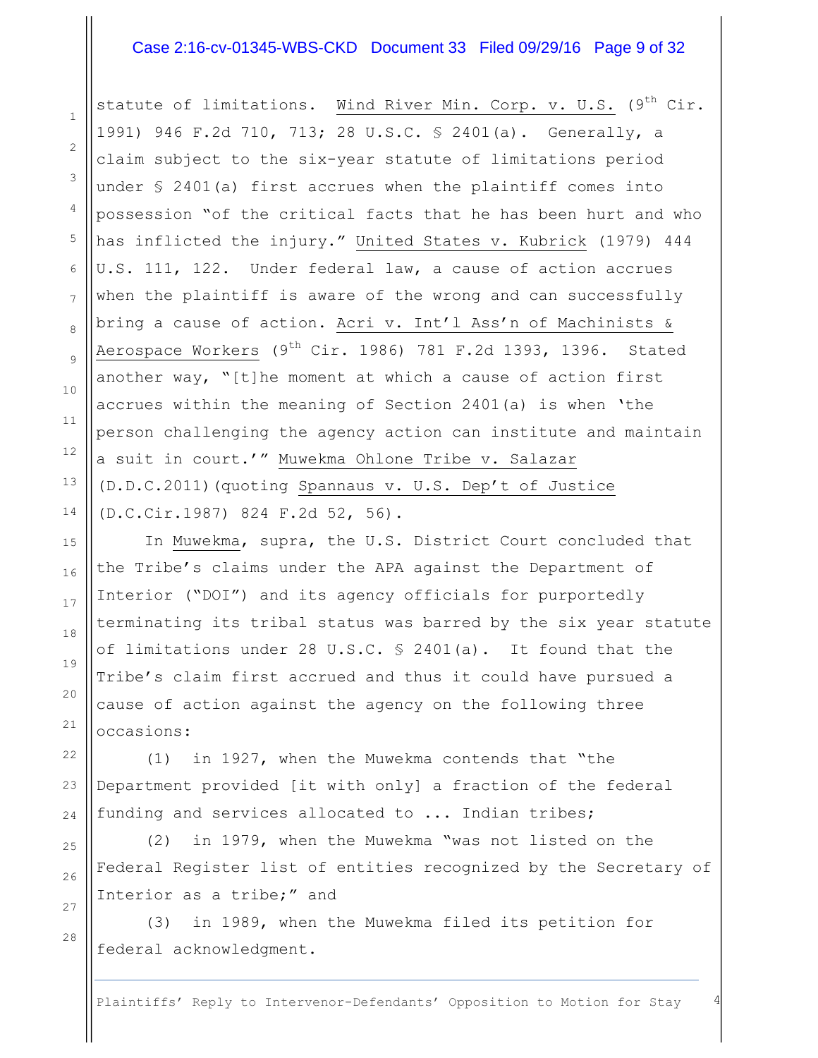statute of limitations. Wind River Min. Corp. v. U.S. (9th Cir. 1991) 946 F.2d 710, 713; 28 U.S.C. § 2401(a). Generally, a claim subject to the six-year statute of limitations period under § 2401(a) first accrues when the plaintiff comes into possession "of the critical facts that he has been hurt and who has inflicted the injury." United States v. Kubrick (1979) 444 U.S. 111, 122. Under federal law, a cause of action accrues when the plaintiff is aware of the wrong and can successfully bring a cause of action. Acri v. Int'l Ass'n of Machinists & Aerospace Workers (9th Cir. 1986) 781 F.2d 1393, 1396. Stated another way, "[t]he moment at which a cause of action first accrues within the meaning of Section 2401(a) is when 'the person challenging the agency action can institute and maintain a suit in court.'" Muwekma Ohlone Tribe v. Salazar (D.D.C.2011)(quoting Spannaus v. U.S. Dep't of Justice (D.C.Cir.1987) 824 F.2d 52, 56).

In Muwekma, supra, the U.S. District Court concluded that the Tribe's claims under the APA against the Department of Interior ("DOI") and its agency officials for purportedly terminating its tribal status was barred by the six year statute of limitations under 28 U.S.C. § 2401(a). It found that the Tribe's claim first accrued and thus it could have pursued a cause of action against the agency on the following three occasions:

(1) in 1927, when the Muwekma contends that "the Department provided [it with only] a fraction of the federal funding and services allocated to ... Indian tribes;

(2) in 1979, when the Muwekma "was not listed on the Federal Register list of entities recognized by the Secretary of Interior as a tribe;" and

(3) in 1989, when the Muwekma filed its petition for federal acknowledgment.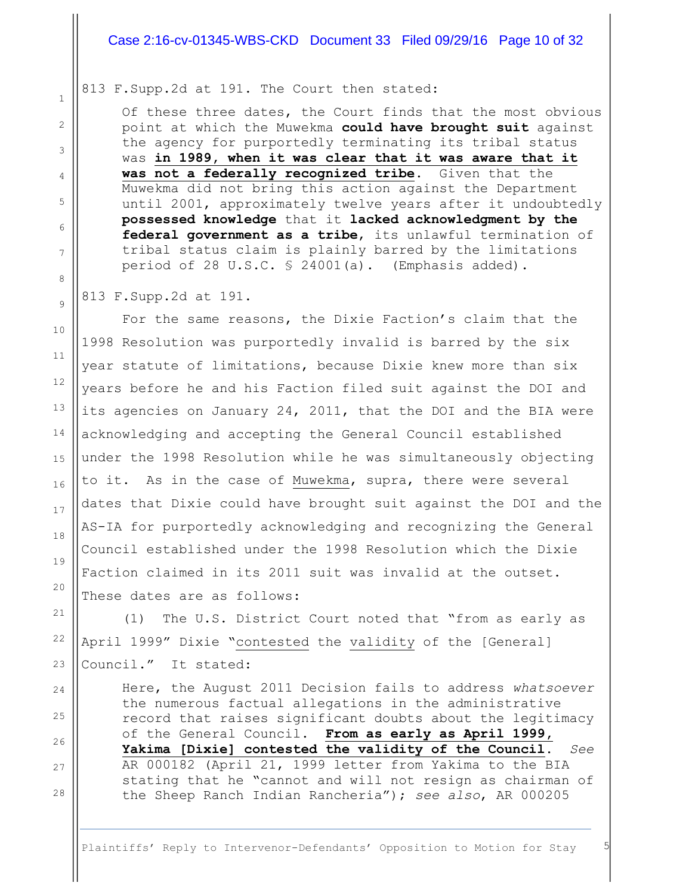813 F.Supp.2d at 191. The Court then stated:

> Of these three dates, the Court finds that the most obvious point at which the Muwekma **could have brought suit** against the agency for purportedly terminating its tribal status was **in 1989, when it was clear that it was aware that it was not a federally recognized tribe**. Given that the Muwekma did not bring this action against the Department until 2001, approximately twelve years after it undoubtedly **possessed knowledge** that it **lacked acknowledgment by the federal government as a tribe**, its unlawful termination of tribal status claim is plainly barred by the limitations period of 28 U.S.C. § 24001(a). (Emphasis added).

813 F.Supp.2d at 191.

For the same reasons, the Dixie Faction's claim that the 1998 Resolution was purportedly invalid is barred by the six year statute of limitations, because Dixie knew more than six years before he and his Faction filed suit against the DOI and its agencies on January 24, 2011, that the DOI and the BIA were acknowledging and accepting the General Council established under the 1998 Resolution while he was simultaneously objecting to it. As in the case of Muwekma, supra, there were several dates that Dixie could have brought suit against the DOI and the AS-IA for purportedly acknowledging and recognizing the General Council established under the 1998 Resolution which the Dixie Faction claimed in its 2011 suit was invalid at the outset. These dates are as follows:

(1) The U.S. District Court noted that "from as early as April 1999" Dixie "contested the validity of the [General] Council." It stated:

> Here, the August 2011 Decision fails to address *whatsoever* the numerous factual allegations in the administrative record that raises significant doubts about the legitimacy of the General Council. **From as early as April 1999, Yakima [Dixie] contested the validity of the Council**. *See* AR 000182 (April 21, 1999 letter from Yakima to the BIA stating that he "cannot and will not resign as chairman of the Sheep Ranch Indian Rancheria"); *see also*, AR 000205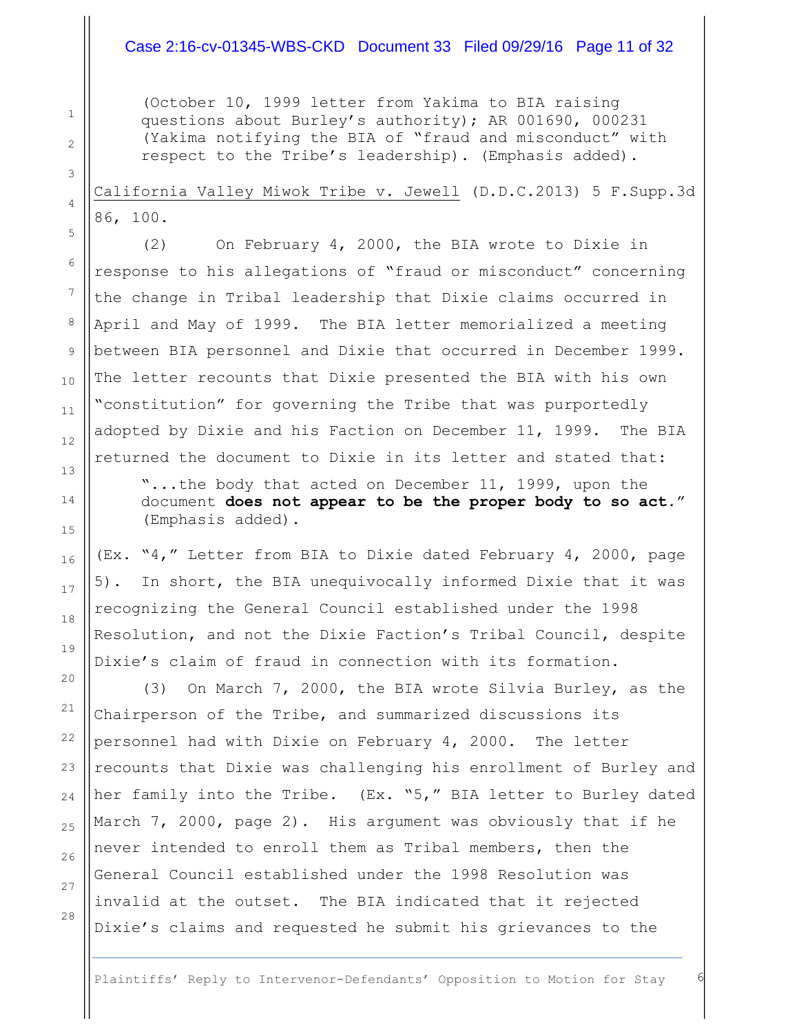> (October 10, 1999 letter from Yakima to BIA raising questions about Burley's authority); AR 001690, 000231 (Yakima notifying the BIA of "fraud and misconduct" with respect to the Tribe's leadership). (Emphasis added).

California Valley Miwok Tribe v. Jewell (D.D.C.2013) 5 F.Supp.3d 86, 100.

(2) On February 4, 2000, the BIA wrote to Dixie in response to his allegations of "fraud or misconduct" concerning the change in Tribal leadership that Dixie claims occurred in April and May of 1999. The BIA letter memorialized a meeting between BIA personnel and Dixie that occurred in December 1999. The letter recounts that Dixie presented the BIA with his own "constitution" for governing the Tribe that was purportedly adopted by Dixie and his Faction on December 11, 1999. The BIA returned the document to Dixie in its letter and stated that:

> "...the body that acted on December 11, 1999, upon the document **does not appear to be the proper body to so act.**" (Emphasis added).

(Ex. "4," Letter from BIA to Dixie dated February 4, 2000, page 5). In short, the BIA unequivocally informed Dixie that it was recognizing the General Council established under the 1998 Resolution, and not the Dixie Faction's Tribal Council, despite Dixie's claim of fraud in connection with its formation.

(3) On March 7, 2000, the BIA wrote Silvia Burley, as the Chairperson of the Tribe, and summarized discussions its personnel had with Dixie on February 4, 2000. The letter recounts that Dixie was challenging his enrollment of Burley and her family into the Tribe. (Ex. "5," BIA letter to Burley dated March 7, 2000, page 2). His argument was obviously that if he never intended to enroll them as Tribal members, then the General Council established under the 1998 Resolution was invalid at the outset. The BIA indicated that it rejected Dixie's claims and requested he submit his grievances to the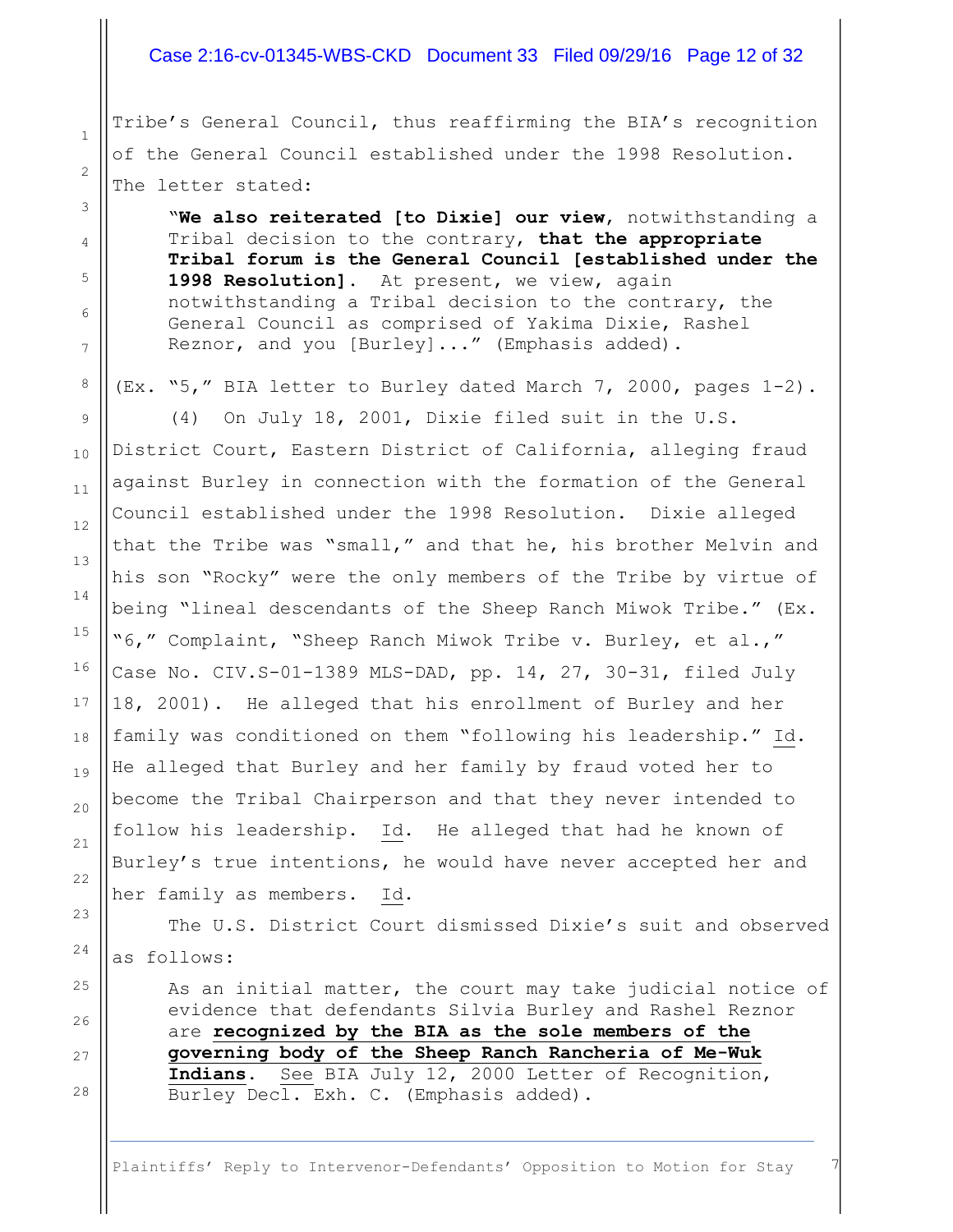Tribe's General Council, thus reaffirming the BIA's recognition of the General Council established under the 1998 Resolution. The letter stated:

> "**We also reiterated [to Dixie] our view**, notwithstanding a Tribal decision to the contrary, **that the appropriate Tribal forum is the General Council [established under the 1998 Resolution]**. At present, we view, again notwithstanding a Tribal decision to the contrary, the General Council as comprised of Yakima Dixie, Rashel Reznor, and you [Burley]..." (Emphasis added).

(Ex. "5," BIA letter to Burley dated March 7, 2000, pages 1-2).

(4) On July 18, 2001, Dixie filed suit in the U.S. District Court, Eastern District of California, alleging fraud against Burley in connection with the formation of the General Council established under the 1998 Resolution. Dixie alleged that the Tribe was "small," and that he, his brother Melvin and his son "Rocky" were the only members of the Tribe by virtue of being "lineal descendants of the Sheep Ranch Miwok Tribe." (Ex. "6," Complaint, "Sheep Ranch Miwok Tribe v. Burley, et al.," Case No. CIV.S-01-1389 MLS-DAD, pp. 14, 27, 30-31, filed July 18, 2001). He alleged that his enrollment of Burley and her family was conditioned on them "following his leadership." Id. He alleged that Burley and her family by fraud voted her to become the Tribal Chairperson and that they never intended to follow his leadership. Id. He alleged that had he known of Burley's true intentions, he would have never accepted her and her family as members. Id.

The U.S. District Court dismissed Dixie's suit and observed as follows:

> As an initial matter, the court may take judicial notice of evidence that defendants Silvia Burley and Rashel Reznor are **recognized by the BIA as the sole members of the governing body of the Sheep Ranch Rancheria of Me-Wuk Indians**. See BIA July 12, 2000 Letter of Recognition, Burley Decl. Exh. C. (Emphasis added).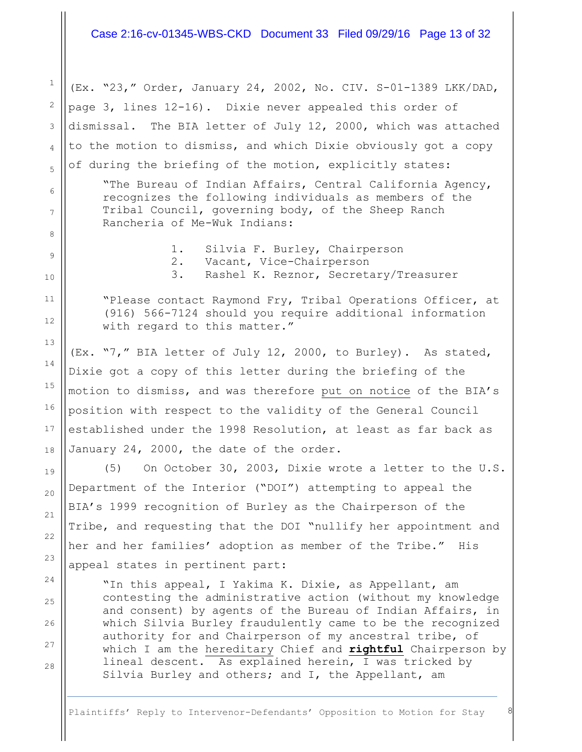(Ex. "23," Order, January 24, 2002, No. CIV. S-01-1389 LKK/DAD, page 3, lines 12-16). Dixie never appealed this order of dismissal. The BIA letter of July 12, 2000, which was attached to the motion to dismiss, and which Dixie obviously got a copy of during the briefing of the motion, explicitly states:

> "The Bureau of Indian Affairs, Central California Agency, recognizes the following individuals as members of the Tribal Council, governing body, of the Sheep Ranch Rancheria of Me-Wuk Indians:
>
> 1. Silvia F. Burley, Chairperson
> 2. Vacant, Vice-Chairperson
> 3. Rashel K. Reznor, Secretary/Treasurer
>
> "Please contact Raymond Fry, Tribal Operations Officer, at (916) 566-7124 should you require additional information with regard to this matter."

(Ex. "7," BIA letter of July 12, 2000, to Burley). As stated, Dixie got a copy of this letter during the briefing of the motion to dismiss, and was therefore put on notice of the BIA's position with respect to the validity of the General Council established under the 1998 Resolution, at least as far back as January 24, 2000, the date of the order.

(5) On October 30, 2003, Dixie wrote a letter to the U.S. Department of the Interior ("DOI") attempting to appeal the BIA's 1999 recognition of Burley as the Chairperson of the Tribe, and requesting that the DOI "nullify her appointment and her and her families' adoption as member of the Tribe." His appeal states in pertinent part:

> "In this appeal, I Yakima K. Dixie, as Appellant, am contesting the administrative action (without my knowledge and consent) by agents of the Bureau of Indian Affairs, in which Silvia Burley fraudulently came to be the recognized authority for and Chairperson of my ancestral tribe, of which I am the hereditary Chief and **rightful** Chairperson by lineal descent. As explained herein, I was tricked by Silvia Burley and others; and I, the Appellant, am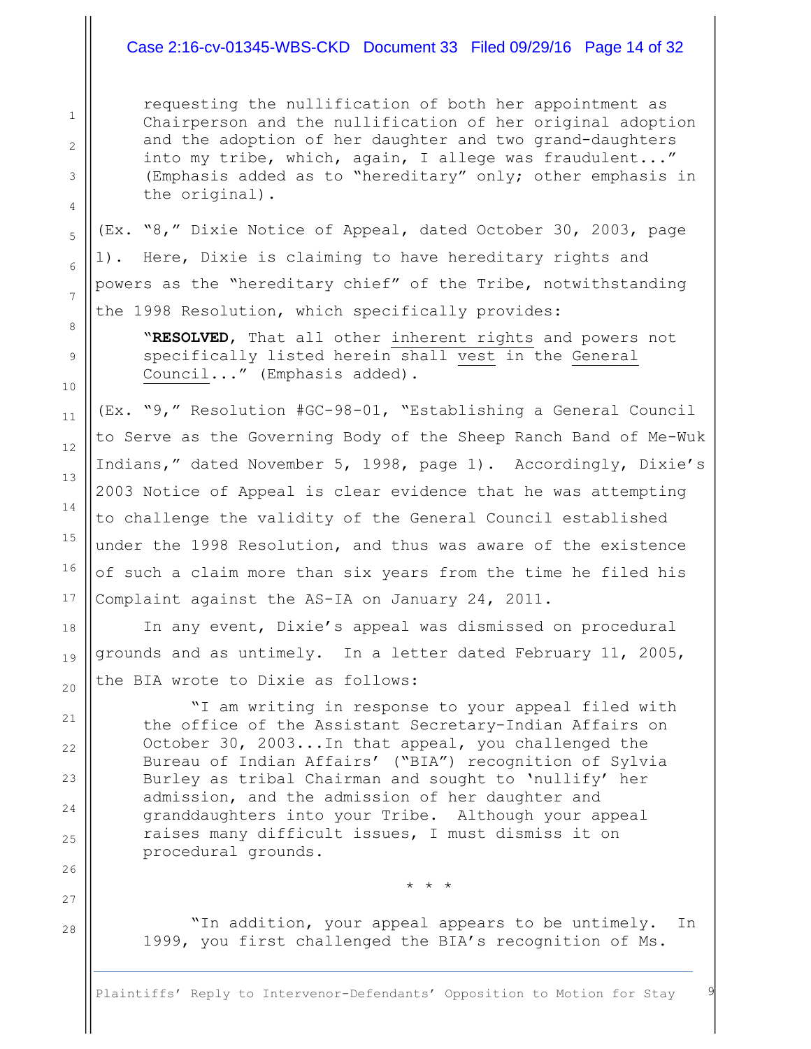> requesting the nullification of both her appointment as Chairperson and the nullification of her original adoption and the adoption of her daughter and two grand-daughters into my tribe, which, again, I allege was fraudulent..." (Emphasis added as to "hereditary" only; other emphasis in the original).

(Ex. "8," Dixie Notice of Appeal, dated October 30, 2003, page 1). Here, Dixie is claiming to have hereditary rights and powers as the "hereditary chief" of the Tribe, notwithstanding the 1998 Resolution, which specifically provides:

> "**RESOLVED**, That all other <u>inherent rights</u> and powers not specifically listed herein shall <u>vest</u> in the <u>General Council</u>..." (Emphasis added).

(Ex. "9," Resolution #GC-98-01, "Establishing a General Council to Serve as the Governing Body of the Sheep Ranch Band of Me-Wuk Indians," dated November 5, 1998, page 1). Accordingly, Dixie's 2003 Notice of Appeal is clear evidence that he was attempting to challenge the validity of the General Council established under the 1998 Resolution, and thus was aware of the existence of such a claim more than six years from the time he filed his Complaint against the AS-IA on January 24, 2011.

In any event, Dixie's appeal was dismissed on procedural grounds and as untimely. In a letter dated February 11, 2005, the BIA wrote to Dixie as follows:

> "I am writing in response to your appeal filed with the office of the Assistant Secretary-Indian Affairs on October 30, 2003...In that appeal, you challenged the Bureau of Indian Affairs' ("BIA") recognition of Sylvia Burley as tribal Chairman and sought to 'nullify' her admission, and the admission of her daughter and granddaughters into your Tribe. Although your appeal raises many difficult issues, I must dismiss it on procedural grounds.
>
> \* \* \*
>
> "In addition, your appeal appears to be untimely. In 1999, you first challenged the BIA's recognition of Ms.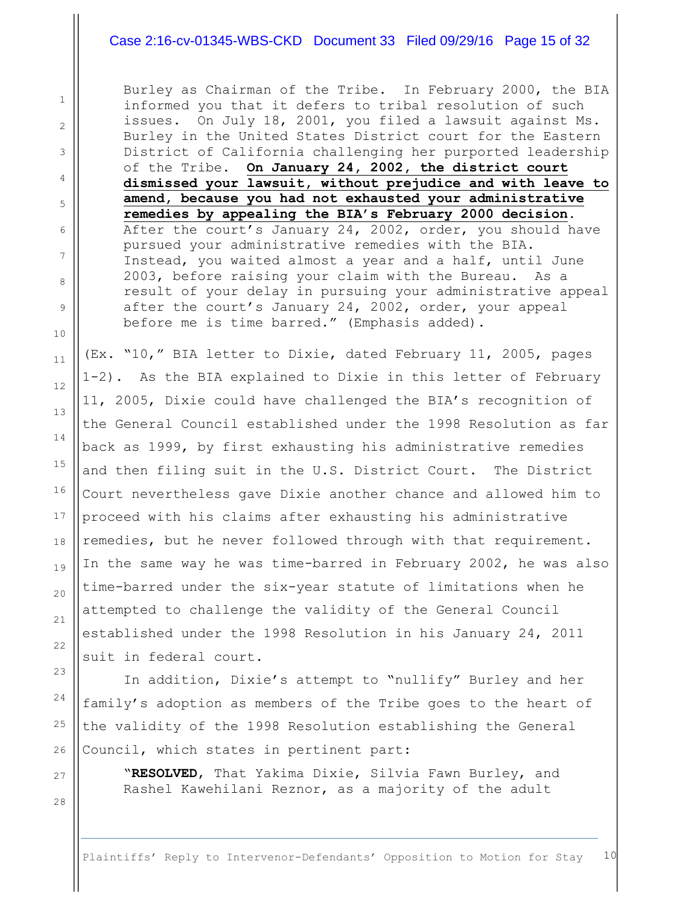> Burley as Chairman of the Tribe. In February 2000, the BIA informed you that it defers to tribal resolution of such issues. On July 18, 2001, you filed a lawsuit against Ms. Burley in the United States District court for the Eastern District of California challenging her purported leadership of the Tribe. **On January 24, 2002, the district court dismissed your lawsuit, without prejudice and with leave to amend, because you had not exhausted your administrative remedies by appealing the BIA's February 2000 decision.** After the court's January 24, 2002, order, you should have pursued your administrative remedies with the BIA. Instead, you waited almost a year and a half, until June 2003, before raising your claim with the Bureau. As a result of your delay in pursuing your administrative appeal after the court's January 24, 2002, order, your appeal before me is time barred." (Emphasis added).

(Ex. "10," BIA letter to Dixie, dated February 11, 2005, pages 1-2). As the BIA explained to Dixie in this letter of February 11, 2005, Dixie could have challenged the BIA's recognition of the General Council established under the 1998 Resolution as far back as 1999, by first exhausting his administrative remedies and then filing suit in the U.S. District Court. The District Court nevertheless gave Dixie another chance and allowed him to proceed with his claims after exhausting his administrative remedies, but he never followed through with that requirement. In the same way he was time-barred in February 2002, he was also time-barred under the six-year statute of limitations when he attempted to challenge the validity of the General Council established under the 1998 Resolution in his January 24, 2011 suit in federal court.

In addition, Dixie's attempt to "nullify" Burley and her family's adoption as members of the Tribe goes to the heart of the validity of the 1998 Resolution establishing the General Council, which states in pertinent part:

> "**RESOLVED**, That Yakima Dixie, Silvia Fawn Burley, and Rashel Kawehilani Reznor, as a majority of the adult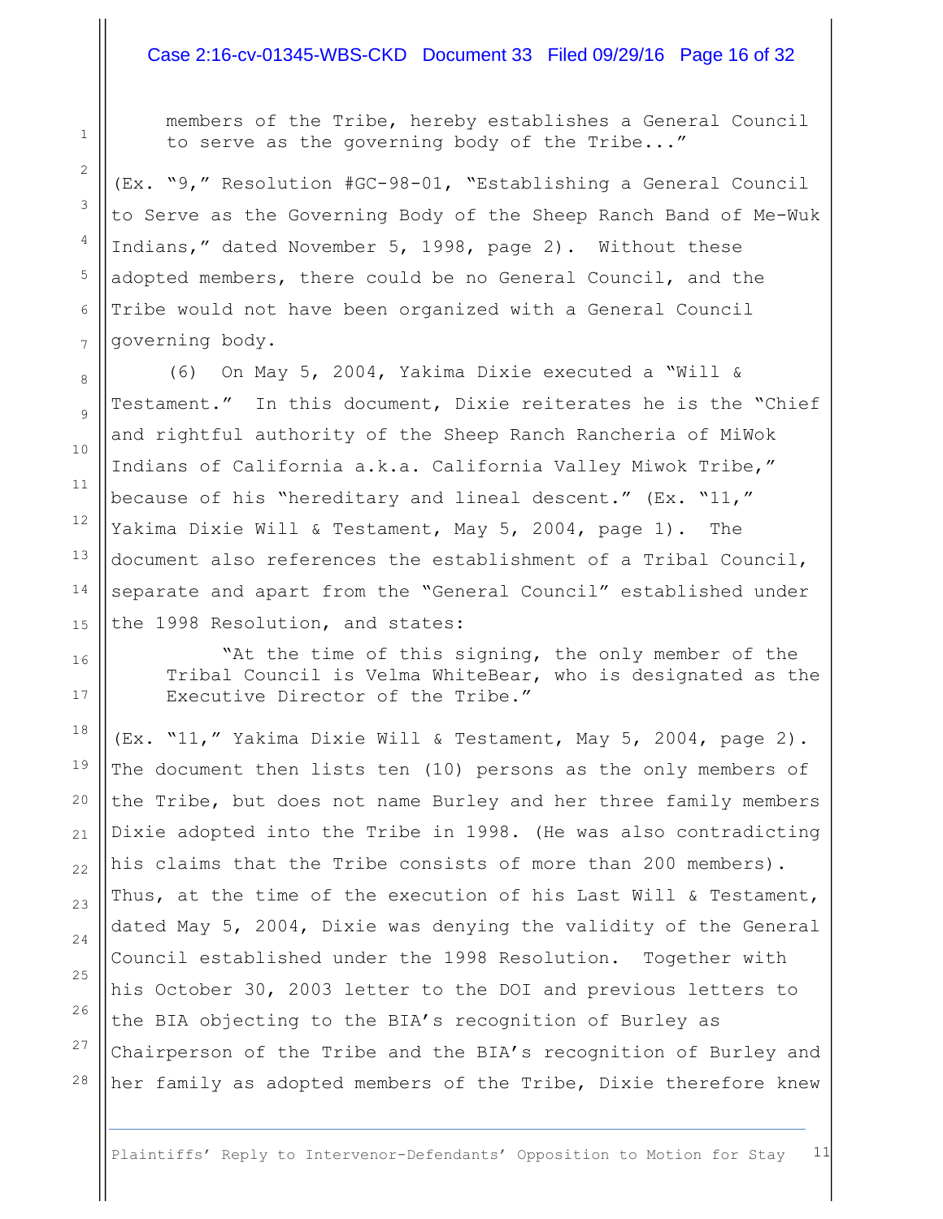> members of the Tribe, hereby establishes a General Council to serve as the governing body of the Tribe..."

(Ex. "9," Resolution #GC-98-01, "Establishing a General Council to Serve as the Governing Body of the Sheep Ranch Band of Me-Wuk Indians," dated November 5, 1998, page 2). Without these adopted members, there could be no General Council, and the Tribe would not have been organized with a General Council governing body.

(6) On May 5, 2004, Yakima Dixie executed a "Will & Testament." In this document, Dixie reiterates he is the "Chief and rightful authority of the Sheep Ranch Rancheria of MiWok Indians of California a.k.a. California Valley Miwok Tribe," because of his "hereditary and lineal descent." (Ex. "11," Yakima Dixie Will & Testament, May 5, 2004, page 1). The document also references the establishment of a Tribal Council, separate and apart from the "General Council" established under the 1998 Resolution, and states:

> "At the time of this signing, the only member of the Tribal Council is Velma WhiteBear, who is designated as the Executive Director of the Tribe."

(Ex. "11," Yakima Dixie Will & Testament, May 5, 2004, page 2). The document then lists ten (10) persons as the only members of the Tribe, but does not name Burley and her three family members Dixie adopted into the Tribe in 1998. (He was also contradicting his claims that the Tribe consists of more than 200 members). Thus, at the time of the execution of his Last Will & Testament, dated May 5, 2004, Dixie was denying the validity of the General Council established under the 1998 Resolution. Together with his October 30, 2003 letter to the DOI and previous letters to the BIA objecting to the BIA's recognition of Burley as Chairperson of the Tribe and the BIA's recognition of Burley and her family as adopted members of the Tribe, Dixie therefore knew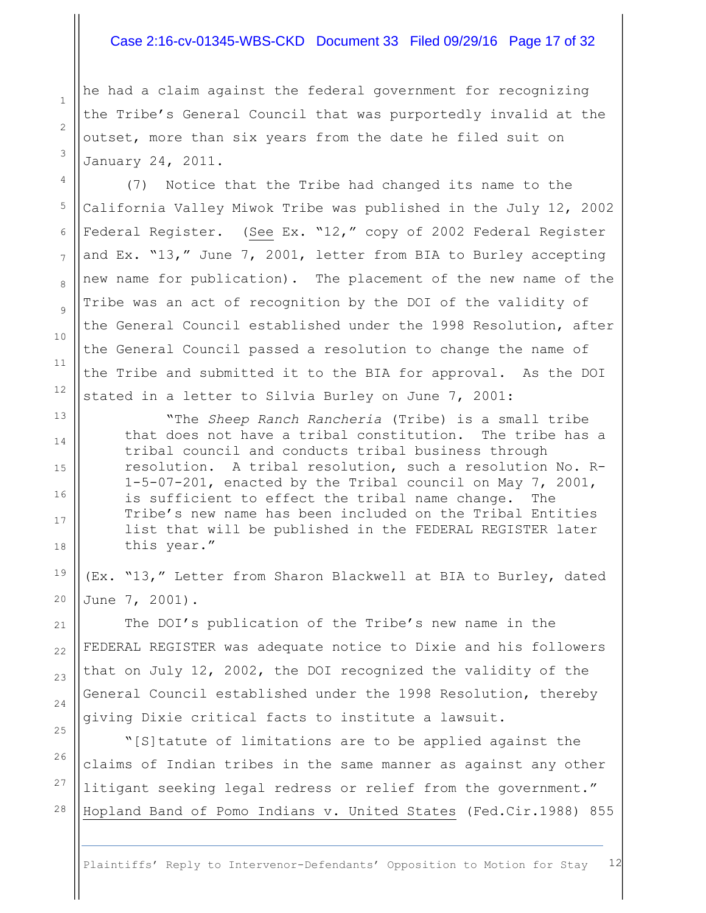he had a claim against the federal government for recognizing the Tribe's General Council that was purportedly invalid at the outset, more than six years from the date he filed suit on January 24, 2011.

(7) Notice that the Tribe had changed its name to the California Valley Miwok Tribe was published in the July 12, 2002 Federal Register. (See Ex. "12," copy of 2002 Federal Register and Ex. "13," June 7, 2001, letter from BIA to Burley accepting new name for publication). The placement of the new name of the Tribe was an act of recognition by the DOI of the validity of the General Council established under the 1998 Resolution, after the General Council passed a resolution to change the name of the Tribe and submitted it to the BIA for approval. As the DOI stated in a letter to Silvia Burley on June 7, 2001:

> "The *Sheep Ranch Rancheria* (Tribe) is a small tribe that does not have a tribal constitution. The tribe has a tribal council and conducts tribal business through resolution. A tribal resolution, such a resolution No. R-1-5-07-201, enacted by the Tribal council on May 7, 2001, is sufficient to effect the tribal name change. The Tribe's new name has been included on the Tribal Entities list that will be published in the FEDERAL REGISTER later this year."

(Ex. "13," Letter from Sharon Blackwell at BIA to Burley, dated June 7, 2001).

The DOI's publication of the Tribe's new name in the FEDERAL REGISTER was adequate notice to Dixie and his followers that on July 12, 2002, the DOI recognized the validity of the General Council established under the 1998 Resolution, thereby giving Dixie critical facts to institute a lawsuit.

"[S]tatute of limitations are to be applied against the claims of Indian tribes in the same manner as against any other litigant seeking legal redress or relief from the government." Hopland Band of Pomo Indians v. United States (Fed.Cir.1988) 855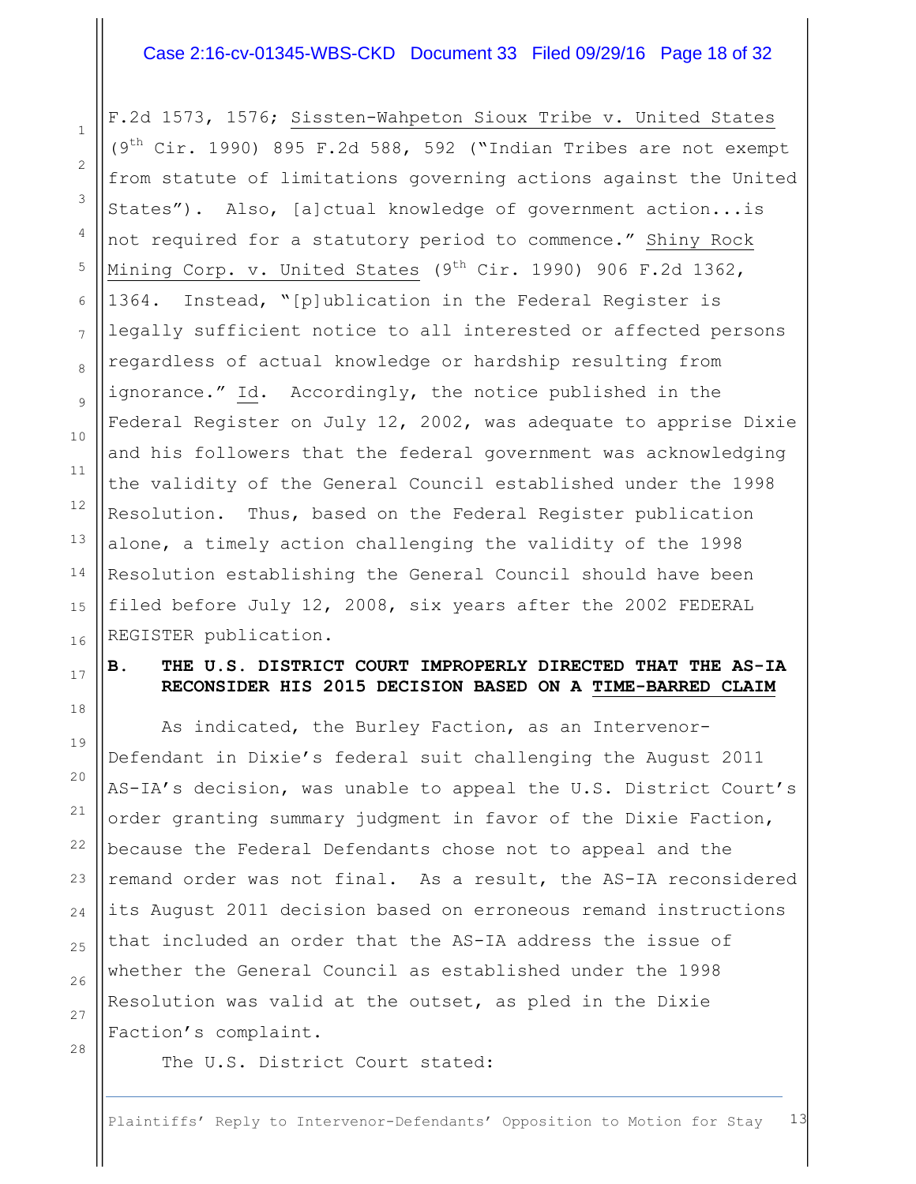F.2d 1573, 1576; Sissten-Wahpeton Sioux Tribe v. United States (9th Cir. 1990) 895 F.2d 588, 592 ("Indian Tribes are not exempt from statute of limitations governing actions against the United States"). Also, [a]ctual knowledge of government action...is not required for a statutory period to commence." Shiny Rock Mining Corp. v. United States (9th Cir. 1990) 906 F.2d 1362, 1364. Instead, "[p]ublication in the Federal Register is legally sufficient notice to all interested or affected persons regardless of actual knowledge or hardship resulting from ignorance." Id. Accordingly, the notice published in the Federal Register on July 12, 2002, was adequate to apprise Dixie and his followers that the federal government was acknowledging the validity of the General Council established under the 1998 Resolution. Thus, based on the Federal Register publication alone, a timely action challenging the validity of the 1998 Resolution establishing the General Council should have been filed before July 12, 2008, six years after the 2002 FEDERAL REGISTER publication.

**B. THE U.S. DISTRICT COURT IMPROPERLY DIRECTED THAT THE AS-IA RECONSIDER HIS 2015 DECISION BASED ON A TIME-BARRED CLAIM**

As indicated, the Burley Faction, as an Intervenor-Defendant in Dixie's federal suit challenging the August 2011 AS-IA's decision, was unable to appeal the U.S. District Court's order granting summary judgment in favor of the Dixie Faction, because the Federal Defendants chose not to appeal and the remand order was not final. As a result, the AS-IA reconsidered its August 2011 decision based on erroneous remand instructions that included an order that the AS-IA address the issue of whether the General Council as established under the 1998 Resolution was valid at the outset, as pled in the Dixie Faction's complaint.

The U.S. District Court stated: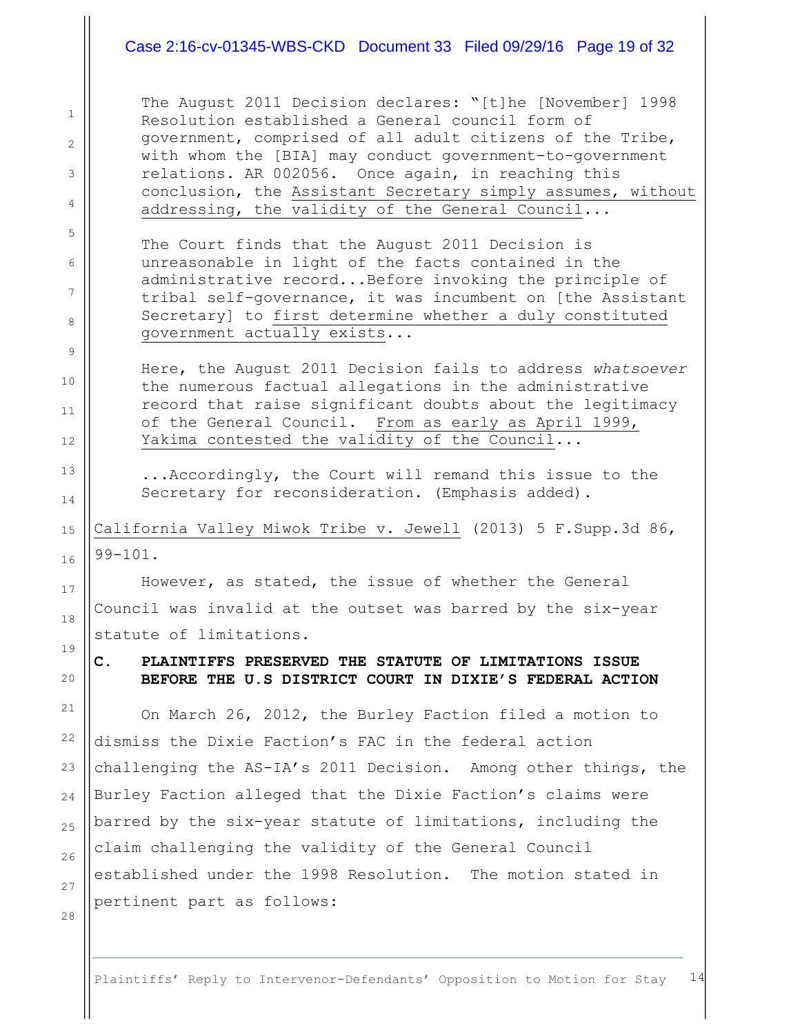> The August 2011 Decision declares: "[t]he [November] 1998 Resolution established a General council form of government, comprised of all adult citizens of the Tribe, with whom the [BIA] may conduct government-to-government relations. AR 002056. Once again, in reaching this conclusion, the Assistant Secretary simply assumes, without addressing, the validity of the General Council...
>
> The Court finds that the August 2011 Decision is unreasonable in light of the facts contained in the administrative record...Before invoking the principle of tribal self-governance, it was incumbent on [the Assistant Secretary] to first determine whether a duly constituted government actually exists...
>
> Here, the August 2011 Decision fails to address *whatsoever* the numerous factual allegations in the administrative record that raise significant doubts about the legitimacy of the General Council. From as early as April 1999, Yakima contested the validity of the Council...
>
> ...Accordingly, the Court will remand this issue to the Secretary for reconsideration. (Emphasis added).

California Valley Miwok Tribe v. Jewell (2013) 5 F.Supp.3d 86, 99-101.

However, as stated, the issue of whether the General Council was invalid at the outset was barred by the six-year statute of limitations.

**C. PLAINTIFFS PRESERVED THE STATUTE OF LIMITATIONS ISSUE BEFORE THE U.S DISTRICT COURT IN DIXIE'S FEDERAL ACTION**

On March 26, 2012, the Burley Faction filed a motion to dismiss the Dixie Faction's FAC in the federal action challenging the AS-IA's 2011 Decision. Among other things, the Burley Faction alleged that the Dixie Faction's claims were barred by the six-year statute of limitations, including the claim challenging the validity of the General Council established under the 1998 Resolution. The motion stated in pertinent part as follows: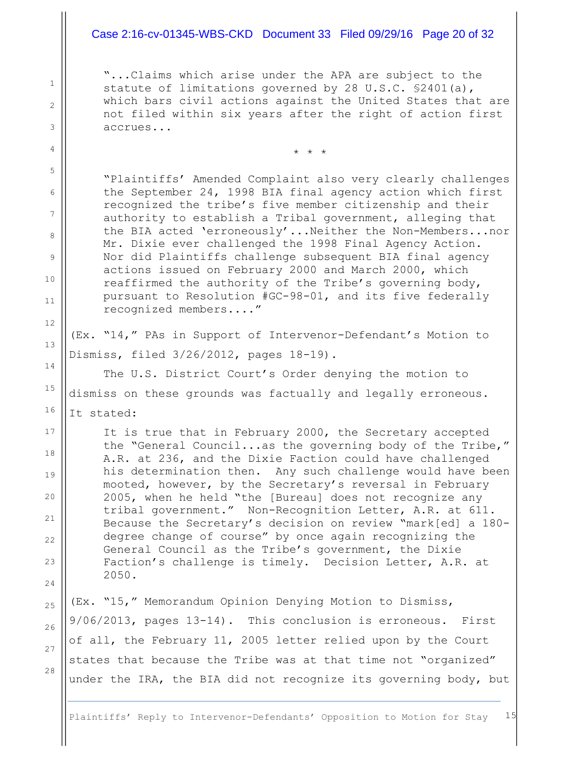> "...Claims which arise under the APA are subject to the statute of limitations governed by 28 U.S.C. §2401(a), which bars civil actions against the United States that are not filed within six years after the right of action first accrues...
>
> * * *
>
> "Plaintiffs' Amended Complaint also very clearly challenges the September 24, 1998 BIA final agency action which first recognized the tribe's five member citizenship and their authority to establish a Tribal government, alleging that the BIA acted 'erroneously'...Neither the Non-Members...nor Mr. Dixie ever challenged the 1998 Final Agency Action. Nor did Plaintiffs challenge subsequent BIA final agency actions issued on February 2000 and March 2000, which reaffirmed the authority of the Tribe's governing body, pursuant to Resolution #GC-98-01, and its five federally recognized members...."

(Ex. "14," PAs in Support of Intervenor-Defendant's Motion to Dismiss, filed 3/26/2012, pages 18-19).

The U.S. District Court's Order denying the motion to dismiss on these grounds was factually and legally erroneous. It stated:

> It is true that in February 2000, the Secretary accepted the "General Council...as the governing body of the Tribe," A.R. at 236, and the Dixie Faction could have challenged his determination then. Any such challenge would have been mooted, however, by the Secretary's reversal in February 2005, when he held "the [Bureau] does not recognize any tribal government." Non-Recognition Letter, A.R. at 611. Because the Secretary's decision on review "mark[ed] a 180-degree change of course" by once again recognizing the General Council as the Tribe's government, the Dixie Faction's challenge is timely. Decision Letter, A.R. at 2050.

(Ex. "15," Memorandum Opinion Denying Motion to Dismiss, 9/06/2013, pages 13-14). This conclusion is erroneous. First of all, the February 11, 2005 letter relied upon by the Court states that because the Tribe was at that time not "organized" under the IRA, the BIA did not recognize its governing body, but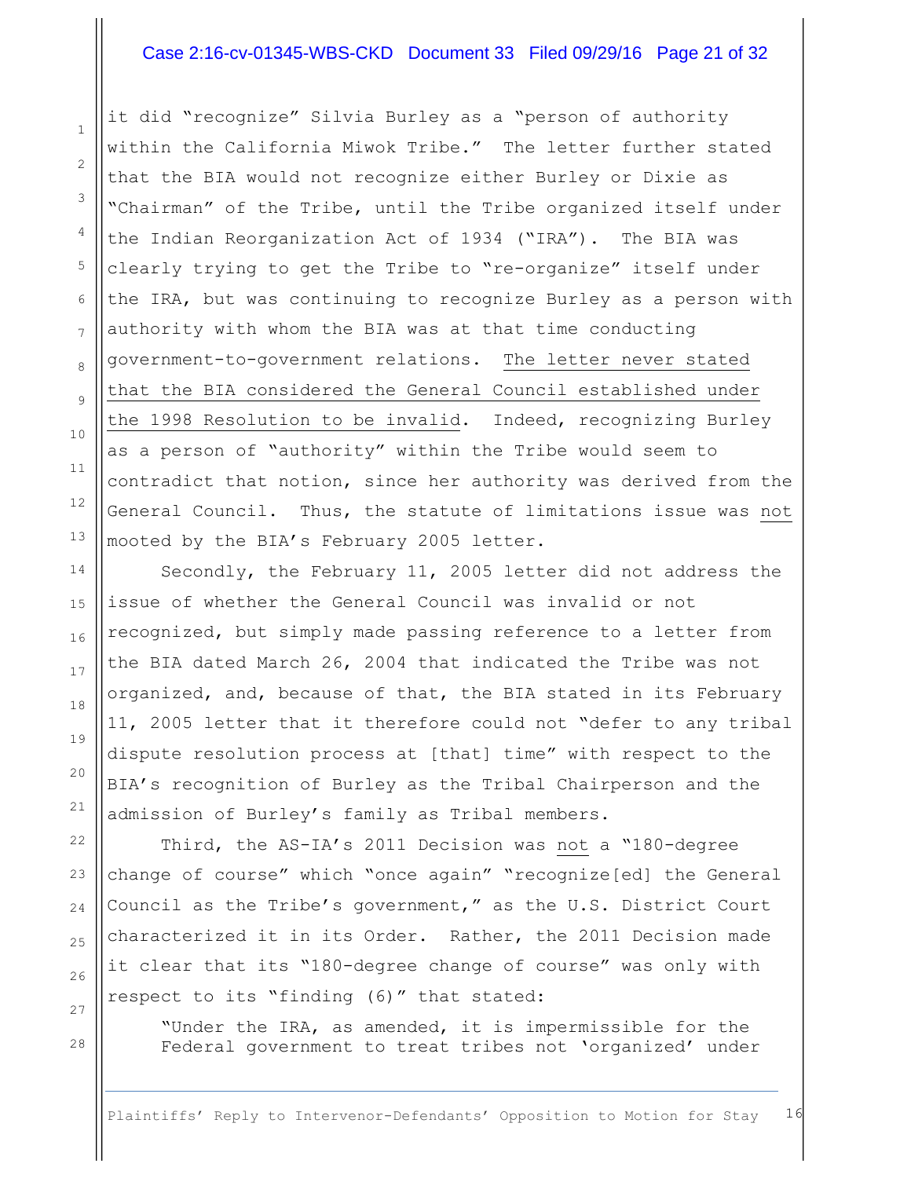it did "recognize" Silvia Burley as a "person of authority within the California Miwok Tribe." The letter further stated that the BIA would not recognize either Burley or Dixie as "Chairman" of the Tribe, until the Tribe organized itself under the Indian Reorganization Act of 1934 ("IRA"). The BIA was clearly trying to get the Tribe to "re-organize" itself under the IRA, but was continuing to recognize Burley as a person with authority with whom the BIA was at that time conducting government-to-government relations. <u>The letter never stated that the BIA considered the General Council established under the 1998 Resolution to be invalid</u>. Indeed, recognizing Burley as a person of "authority" within the Tribe would seem to contradict that notion, since her authority was derived from the General Council. Thus, the statute of limitations issue was <u>not</u> mooted by the BIA's February 2005 letter.

Secondly, the February 11, 2005 letter did not address the issue of whether the General Council was invalid or not recognized, but simply made passing reference to a letter from the BIA dated March 26, 2004 that indicated the Tribe was not organized, and, because of that, the BIA stated in its February 11, 2005 letter that it therefore could not "defer to any tribal dispute resolution process at [that] time" with respect to the BIA's recognition of Burley as the Tribal Chairperson and the admission of Burley's family as Tribal members.

Third, the AS-IA's 2011 Decision was <u>not</u> a "180-degree change of course" which "once again" "recognize[ed] the General Council as the Tribe's government," as the U.S. District Court characterized it in its Order. Rather, the 2011 Decision made it clear that its "180-degree change of course" was only with respect to its "finding (6)" that stated:

> "Under the IRA, as amended, it is impermissible for the Federal government to treat tribes not 'organized' under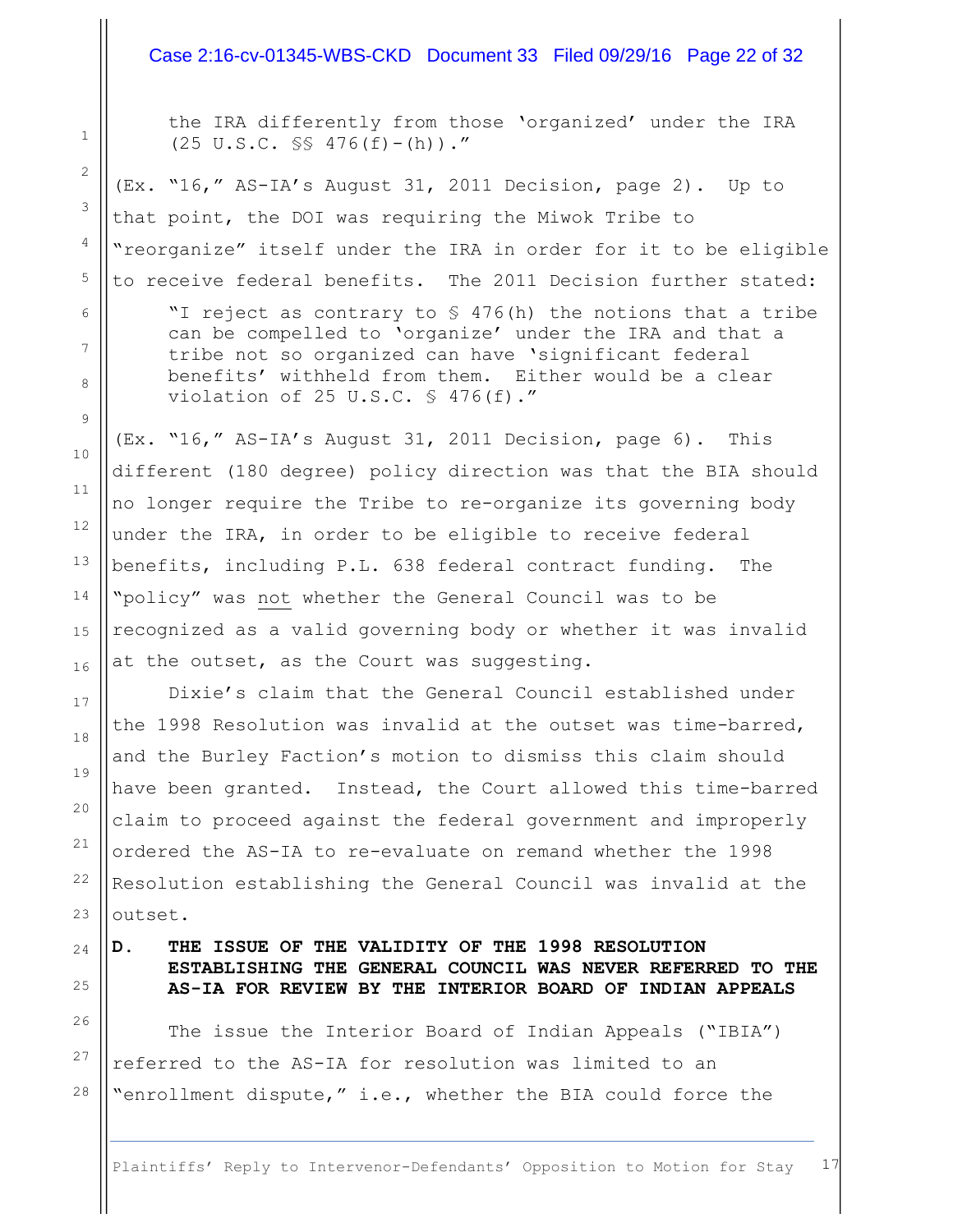the IRA differently from those 'organized' under the IRA (25 U.S.C. §§ 476(f)-(h))."

(Ex. "16," AS-IA's August 31, 2011 Decision, page 2). Up to that point, the DOI was requiring the Miwok Tribe to "reorganize" itself under the IRA in order for it to be eligible to receive federal benefits. The 2011 Decision further stated:

> "I reject as contrary to § 476(h) the notions that a tribe can be compelled to 'organize' under the IRA and that a tribe not so organized can have 'significant federal benefits' withheld from them. Either would be a clear violation of 25 U.S.C. § 476(f)."

(Ex. "16," AS-IA's August 31, 2011 Decision, page 6). This different (180 degree) policy direction was that the BIA should no longer require the Tribe to re-organize its governing body under the IRA, in order to be eligible to receive federal benefits, including P.L. 638 federal contract funding. The "policy" was not whether the General Council was to be recognized as a valid governing body or whether it was invalid at the outset, as the Court was suggesting.

Dixie's claim that the General Council established under the 1998 Resolution was invalid at the outset was time-barred, and the Burley Faction's motion to dismiss this claim should have been granted. Instead, the Court allowed this time-barred claim to proceed against the federal government and improperly ordered the AS-IA to re-evaluate on remand whether the 1998 Resolution establishing the General Council was invalid at the outset.

### D. THE ISSUE OF THE VALIDITY OF THE 1998 RESOLUTION ESTABLISHING THE GENERAL COUNCIL WAS NEVER REFERRED TO THE AS-IA FOR REVIEW BY THE INTERIOR BOARD OF INDIAN APPEALS

The issue the Interior Board of Indian Appeals ("IBIA") referred to the AS-IA for resolution was limited to an "enrollment dispute," i.e., whether the BIA could force the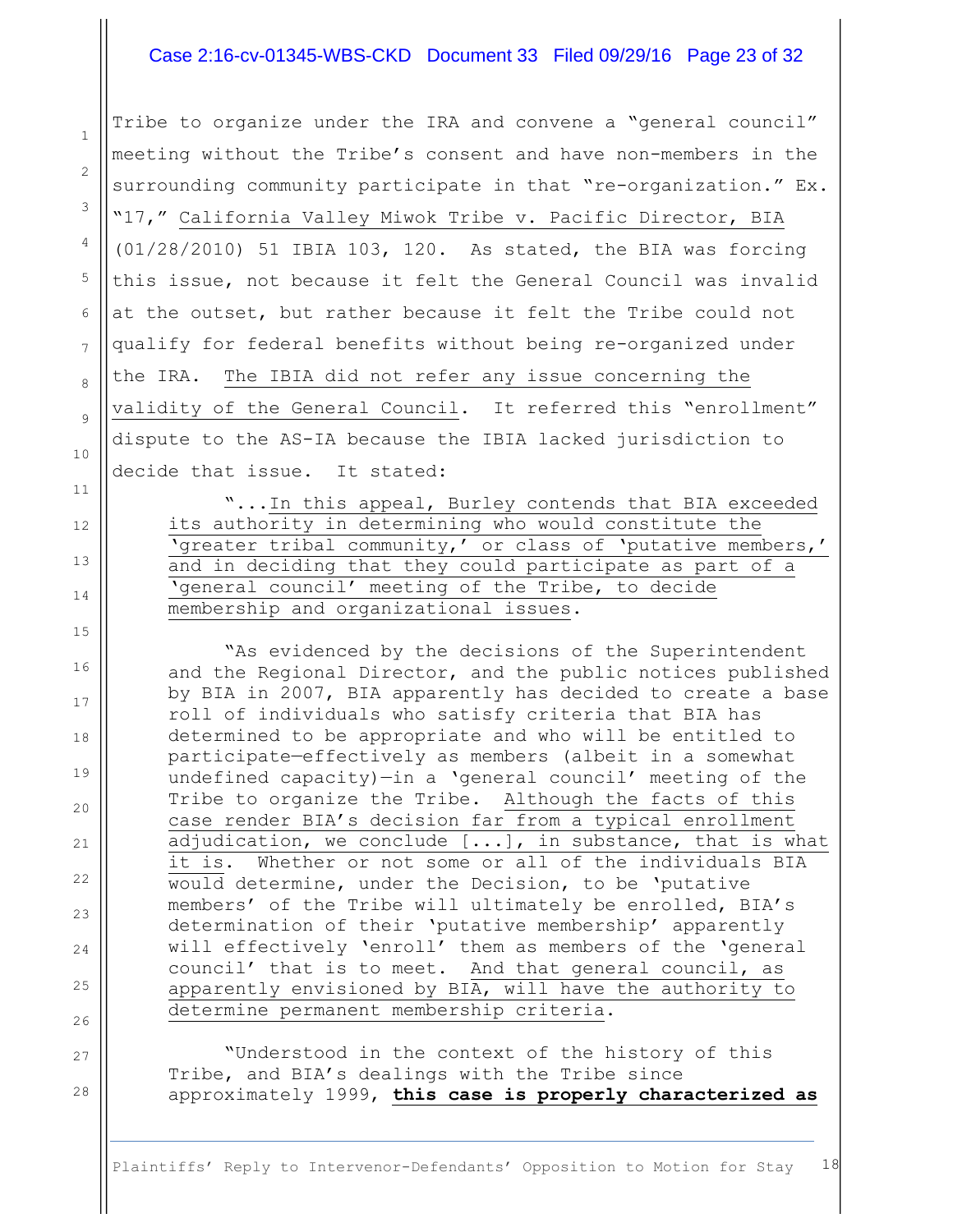Tribe to organize under the IRA and convene a "general council" meeting without the Tribe's consent and have non-members in the surrounding community participate in that "re-organization." Ex. "17," California Valley Miwok Tribe v. Pacific Director, BIA (01/28/2010) 51 IBIA 103, 120. As stated, the BIA was forcing this issue, not because it felt the General Council was invalid at the outset, but rather because it felt the Tribe could not qualify for federal benefits without being re-organized under the IRA. The IBIA did not refer any issue concerning the validity of the General Council. It referred this "enrollment" dispute to the AS-IA because the IBIA lacked jurisdiction to decide that issue. It stated:

> "...In this appeal, Burley contends that BIA exceeded its authority in determining who would constitute the 'greater tribal community,' or class of 'putative members,' and in deciding that they could participate as part of a 'general council' meeting of the Tribe, to decide membership and organizational issues.
>
> "As evidenced by the decisions of the Superintendent and the Regional Director, and the public notices published by BIA in 2007, BIA apparently has decided to create a base roll of individuals who satisfy criteria that BIA has determined to be appropriate and who will be entitled to participate—effectively as members (albeit in a somewhat undefined capacity)—in a 'general council' meeting of the Tribe to organize the Tribe. Although the facts of this case render BIA's decision far from a typical enrollment adjudication, we conclude [...], in substance, that is what it is. Whether or not some or all of the individuals BIA would determine, under the Decision, to be 'putative members' of the Tribe will ultimately be enrolled, BIA's determination of their 'putative membership' apparently will effectively 'enroll' them as members of the 'general council' that is to meet. And that general council, as apparently envisioned by BIA, will have the authority to determine permanent membership criteria.
>
> "Understood in the context of the history of this Tribe, and BIA's dealings with the Tribe since approximately 1999, **this case is properly characterized as**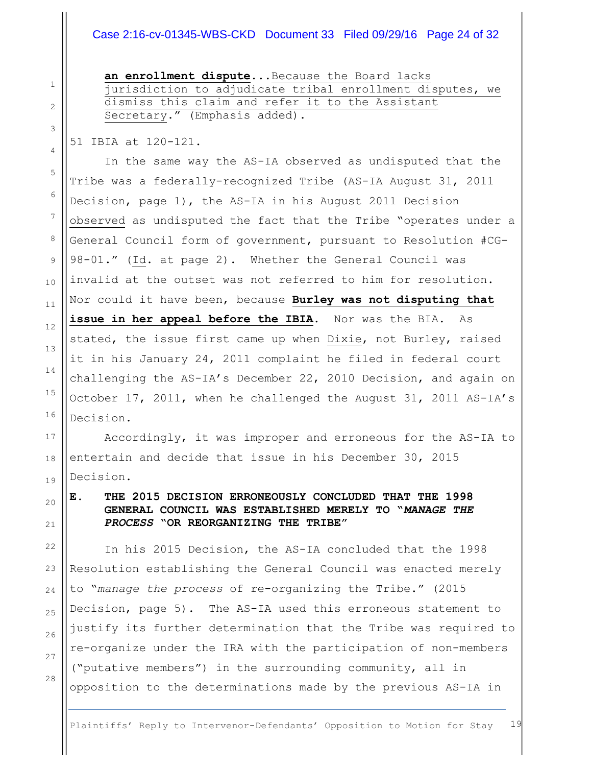**an enrollment dispute**...Because the Board lacks jurisdiction to adjudicate tribal enrollment disputes, we dismiss this claim and refer it to the Assistant Secretary." (Emphasis added).

51 IBIA at 120-121.

In the same way the AS-IA observed as undisputed that the Tribe was a federally-recognized Tribe (AS-IA August 31, 2011 Decision, page 1), the AS-IA in his August 2011 Decision observed as undisputed the fact that the Tribe "operates under a General Council form of government, pursuant to Resolution #CG-98-01." (Id. at page 2). Whether the General Council was invalid at the outset was not referred to him for resolution. Nor could it have been, because **Burley was not disputing that issue in her appeal before the IBIA**. Nor was the BIA. As stated, the issue first came up when Dixie, not Burley, raised it in his January 24, 2011 complaint he filed in federal court challenging the AS-IA's December 22, 2010 Decision, and again on October 17, 2011, when he challenged the August 31, 2011 AS-IA's Decision.

Accordingly, it was improper and erroneous for the AS-IA to entertain and decide that issue in his December 30, 2015 Decision.

### E. THE 2015 DECISION ERRONEOUSLY CONCLUDED THAT THE 1998 GENERAL COUNCIL WAS ESTABLISHED MERELY TO "*MANAGE THE PROCESS* "OR REORGANIZING THE TRIBE"

In his 2015 Decision, the AS-IA concluded that the 1998 Resolution establishing the General Council was enacted merely to "*manage the process* of re-organizing the Tribe." (2015 Decision, page 5). The AS-IA used this erroneous statement to justify its further determination that the Tribe was required to re-organize under the IRA with the participation of non-members ("putative members") in the surrounding community, all in opposition to the determinations made by the previous AS-IA in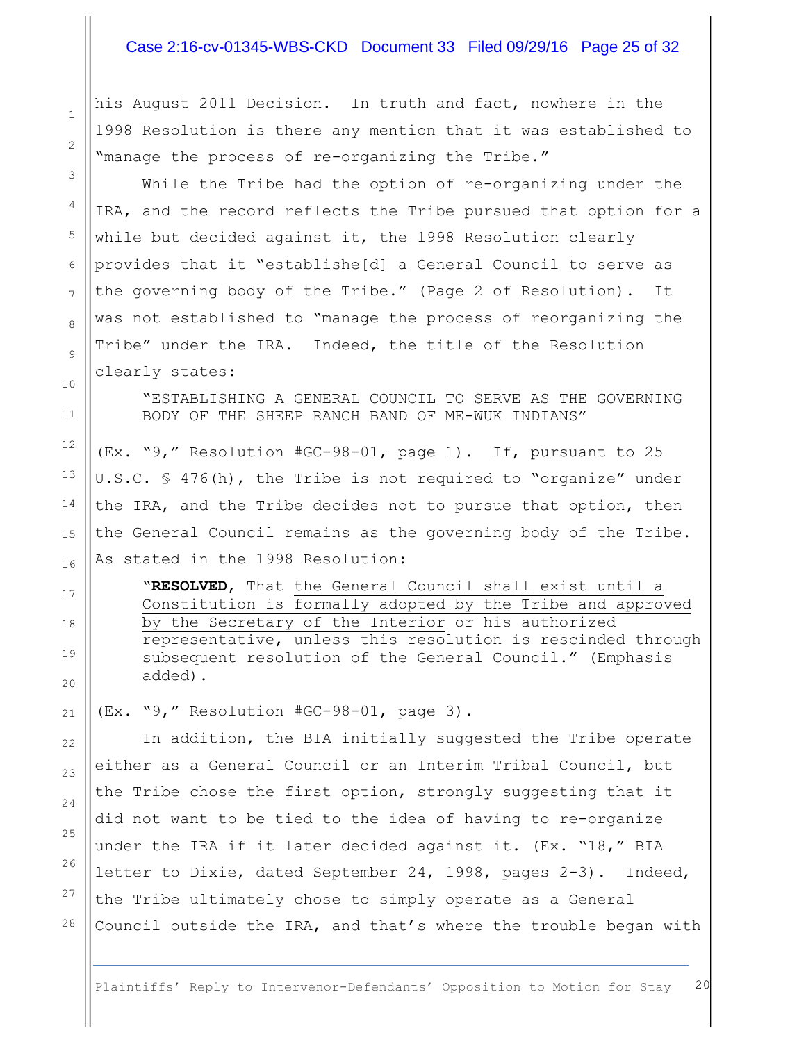his August 2011 Decision. In truth and fact, nowhere in the 1998 Resolution is there any mention that it was established to "manage the process of re-organizing the Tribe."

While the Tribe had the option of re-organizing under the IRA, and the record reflects the Tribe pursued that option for a while but decided against it, the 1998 Resolution clearly provides that it "establishe[d] a General Council to serve as the governing body of the Tribe." (Page 2 of Resolution). It was not established to "manage the process of reorganizing the Tribe" under the IRA. Indeed, the title of the Resolution clearly states:

> "ESTABLISHING A GENERAL COUNCIL TO SERVE AS THE GOVERNING BODY OF THE SHEEP RANCH BAND OF ME-WUK INDIANS"

(Ex. "9," Resolution #GC-98-01, page 1). If, pursuant to 25 U.S.C. § 476(h), the Tribe is not required to "organize" under the IRA, and the Tribe decides not to pursue that option, then the General Council remains as the governing body of the Tribe. As stated in the 1998 Resolution:

> "**RESOLVED**, That <u>the General Council shall exist until a Constitution is formally adopted by the Tribe and approved by the Secretary of the Interior</u> or his authorized representative, unless this resolution is rescinded through subsequent resolution of the General Council." (Emphasis added).

(Ex. "9," Resolution #GC-98-01, page 3).

In addition, the BIA initially suggested the Tribe operate either as a General Council or an Interim Tribal Council, but the Tribe chose the first option, strongly suggesting that it did not want to be tied to the idea of having to re-organize under the IRA if it later decided against it. (Ex. "18," BIA letter to Dixie, dated September 24, 1998, pages 2-3). Indeed, the Tribe ultimately chose to simply operate as a General Council outside the IRA, and that's where the trouble began with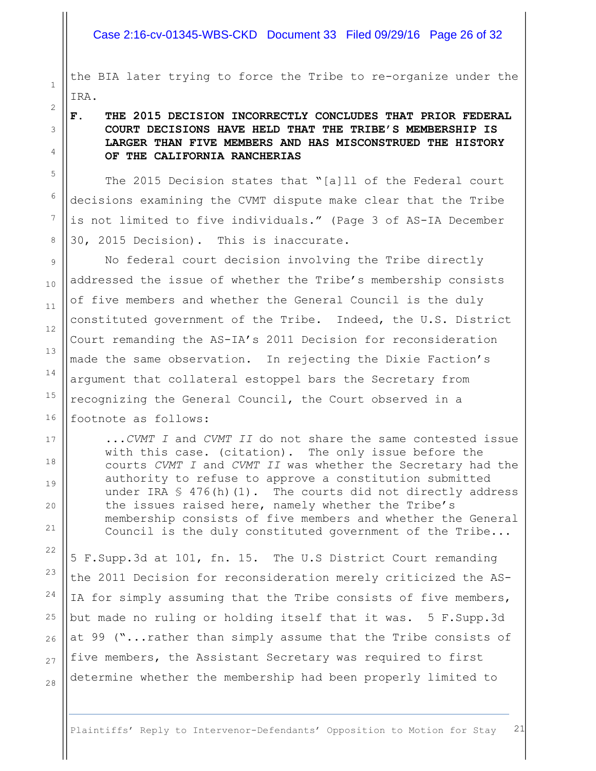the BIA later trying to force the Tribe to re-organize under the IRA.

### F. THE 2015 DECISION INCORRECTLY CONCLUDES THAT PRIOR FEDERAL COURT DECISIONS HAVE HELD THAT THE TRIBE'S MEMBERSHIP IS LARGER THAN FIVE MEMBERS AND HAS MISCONSTRUED THE HISTORY OF THE CALIFORNIA RANCHERIAS

The 2015 Decision states that "[a]ll of the Federal court decisions examining the CVMT dispute make clear that the Tribe is not limited to five individuals." (Page 3 of AS-IA December 30, 2015 Decision). This is inaccurate.

No federal court decision involving the Tribe directly addressed the issue of whether the Tribe's membership consists of five members and whether the General Council is the duly constituted government of the Tribe. Indeed, the U.S. District Court remanding the AS-IA's 2011 Decision for reconsideration made the same observation. In rejecting the Dixie Faction's argument that collateral estoppel bars the Secretary from recognizing the General Council, the Court observed in a footnote as follows:

> ...*CVMT I* and *CVMT II* do not share the same contested issue with this case. (citation). The only issue before the courts *CVMT I* and *CVMT II* was whether the Secretary had the authority to refuse to approve a constitution submitted under IRA § 476(h)(1). The courts did not directly address the issues raised here, namely whether the Tribe's membership consists of five members and whether the General Council is the duly constituted government of the Tribe...

5 F.Supp.3d at 101, fn. 15. The U.S District Court remanding the 2011 Decision for reconsideration merely criticized the AS-IA for simply assuming that the Tribe consists of five members, but made no ruling or holding itself that it was. 5 F.Supp.3d at 99 ("...rather than simply assume that the Tribe consists of five members, the Assistant Secretary was required to first determine whether the membership had been properly limited to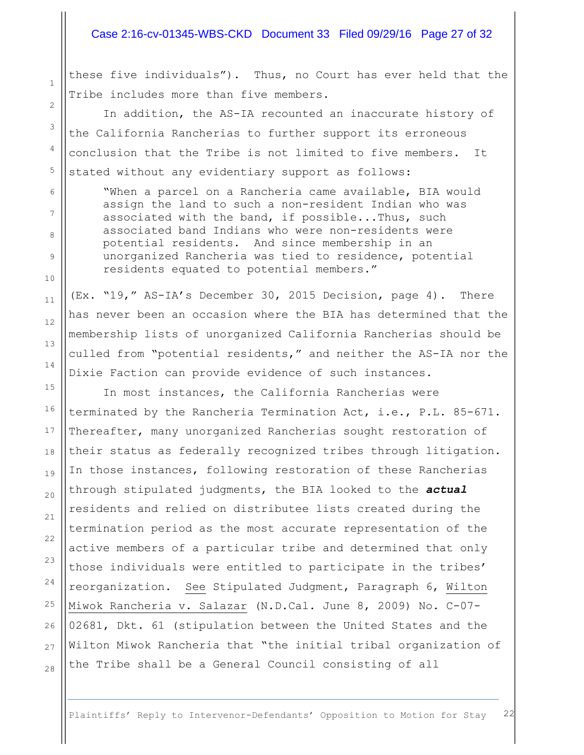these five individuals"). Thus, no Court has ever held that the Tribe includes more than five members.

In addition, the AS-IA recounted an inaccurate history of the California Rancherias to further support its erroneous conclusion that the Tribe is not limited to five members. It stated without any evidentiary support as follows:

> "When a parcel on a Rancheria came available, BIA would assign the land to such a non-resident Indian who was associated with the band, if possible...Thus, such associated band Indians who were non-residents were potential residents. And since membership in an unorganized Rancheria was tied to residence, potential residents equated to potential members."

(Ex. "19," AS-IA's December 30, 2015 Decision, page 4). There has never been an occasion where the BIA has determined that the membership lists of unorganized California Rancherias should be culled from "potential residents," and neither the AS-IA nor the Dixie Faction can provide evidence of such instances.

In most instances, the California Rancherias were terminated by the Rancheria Termination Act, i.e., P.L. 85-671. Thereafter, many unorganized Rancherias sought restoration of their status as federally recognized tribes through litigation. In those instances, following restoration of these Rancherias through stipulated judgments, the BIA looked to the ***actual*** residents and relied on distributee lists created during the termination period as the most accurate representation of the active members of a particular tribe and determined that only those individuals were entitled to participate in the tribes' reorganization. See Stipulated Judgment, Paragraph 6, Wilton Miwok Rancheria v. Salazar (N.D.Cal. June 8, 2009) No. C-07-02681, Dkt. 61 (stipulation between the United States and the Wilton Miwok Rancheria that "the initial tribal organization of the Tribe shall be a General Council consisting of all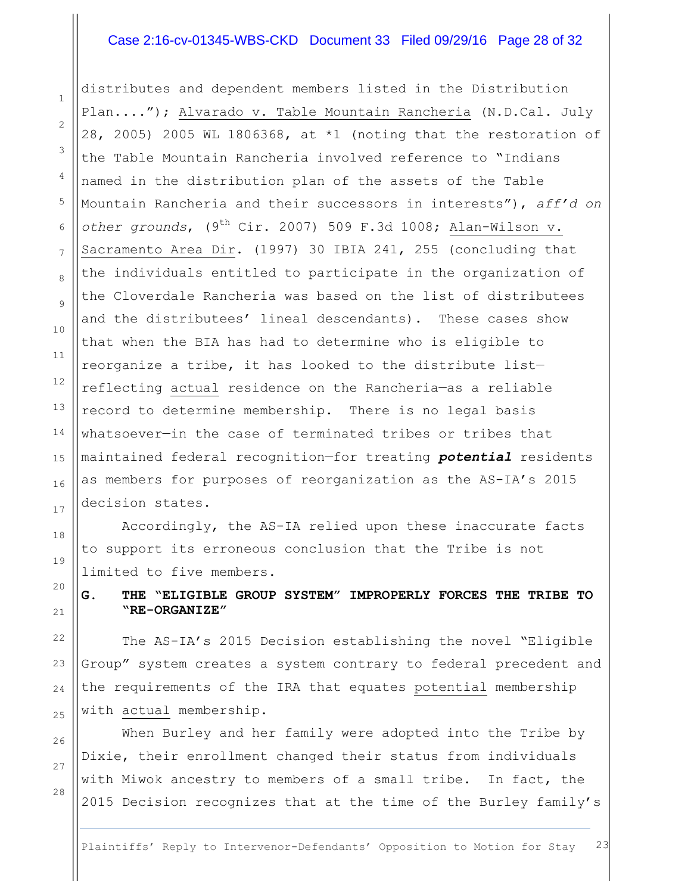distributes and dependent members listed in the Distribution Plan...."); Alvarado v. Table Mountain Rancheria (N.D.Cal. July 28, 2005) 2005 WL 1806368, at *1 (noting that the restoration of the Table Mountain Rancheria involved reference to "Indians named in the distribution plan of the assets of the Table Mountain Rancheria and their successors in interests"), *aff'd on other grounds*, (9th Cir. 2007) 509 F.3d 1008; Alan-Wilson v. Sacramento Area Dir. (1997) 30 IBIA 241, 255 (concluding that the individuals entitled to participate in the organization of the Cloverdale Rancheria was based on the list of distributees and the distributees' lineal descendants). These cases show that when the BIA has had to determine who is eligible to reorganize a tribe, it has looked to the distribute list—reflecting actual residence on the Rancheria—as a reliable record to determine membership. There is no legal basis whatsoever—in the case of terminated tribes or tribes that maintained federal recognition—for treating ***potential*** residents as members for purposes of reorganization as the AS-IA's 2015 decision states.

Accordingly, the AS-IA relied upon these inaccurate facts to support its erroneous conclusion that the Tribe is not limited to five members.

**G. THE "ELIGIBLE GROUP SYSTEM" IMPROPERLY FORCES THE TRIBE TO "RE-ORGANIZE"**

The AS-IA's 2015 Decision establishing the novel "Eligible Group" system creates a system contrary to federal precedent and the requirements of the IRA that equates potential membership with actual membership.

When Burley and her family were adopted into the Tribe by Dixie, their enrollment changed their status from individuals with Miwok ancestry to members of a small tribe. In fact, the 2015 Decision recognizes that at the time of the Burley family's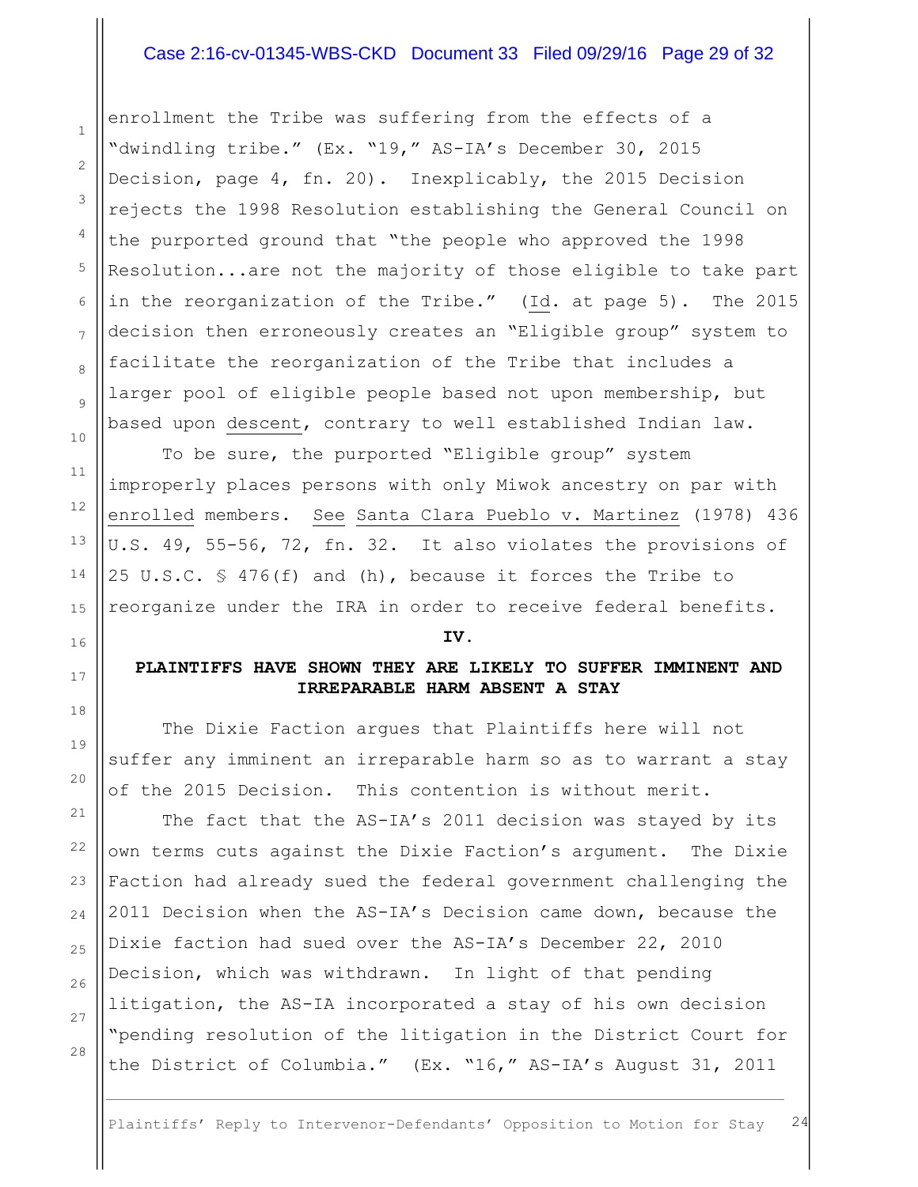enrollment the Tribe was suffering from the effects of a "dwindling tribe." (Ex. "19," AS-IA's December 30, 2015 Decision, page 4, fn. 20). Inexplicably, the 2015 Decision rejects the 1998 Resolution establishing the General Council on the purported ground that "the people who approved the 1998 Resolution...are not the majority of those eligible to take part in the reorganization of the Tribe." (Id. at page 5). The 2015 decision then erroneously creates an "Eligible group" system to facilitate the reorganization of the Tribe that includes a larger pool of eligible people based not upon membership, but based upon descent, contrary to well established Indian law.

To be sure, the purported "Eligible group" system improperly places persons with only Miwok ancestry on par with enrolled members. See Santa Clara Pueblo v. Martinez (1978) 436 U.S. 49, 55-56, 72, fn. 32. It also violates the provisions of 25 U.S.C. § 476(f) and (h), because it forces the Tribe to reorganize under the IRA in order to receive federal benefits.

## IV.

## PLAINTIFFS HAVE SHOWN THEY ARE LIKELY TO SUFFER IMMINENT AND IRREPARABLE HARM ABSENT A STAY

The Dixie Faction argues that Plaintiffs here will not suffer any imminent an irreparable harm so as to warrant a stay of the 2015 Decision. This contention is without merit.

The fact that the AS-IA's 2011 decision was stayed by its own terms cuts against the Dixie Faction's argument. The Dixie Faction had already sued the federal government challenging the 2011 Decision when the AS-IA's Decision came down, because the Dixie faction had sued over the AS-IA's December 22, 2010 Decision, which was withdrawn. In light of that pending litigation, the AS-IA incorporated a stay of his own decision "pending resolution of the litigation in the District Court for the District of Columbia." (Ex. "16," AS-IA's August 31, 2011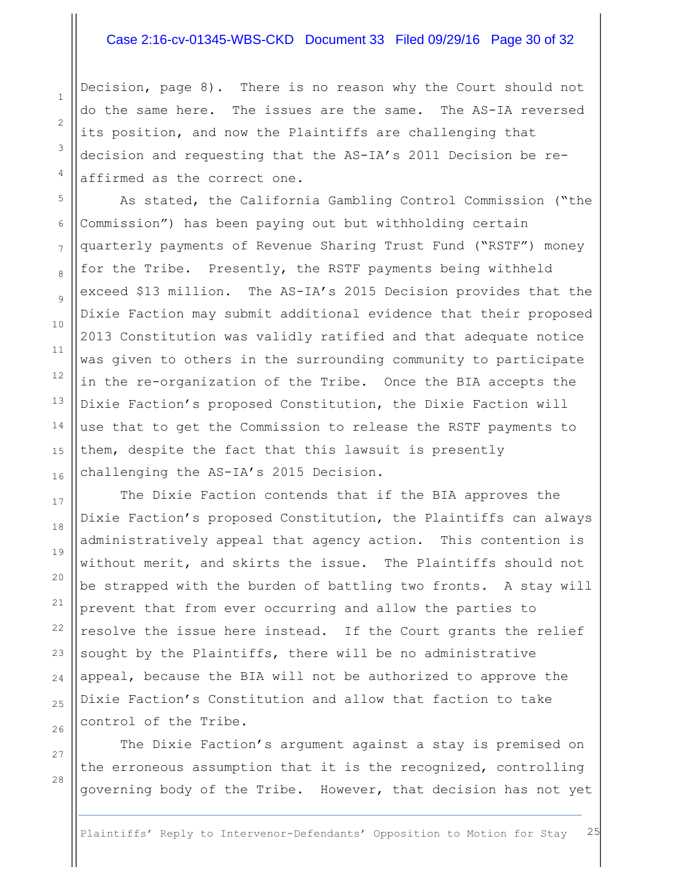Decision, page 8). There is no reason why the Court should not do the same here. The issues are the same. The AS-IA reversed its position, and now the Plaintiffs are challenging that decision and requesting that the AS-IA's 2011 Decision be re-affirmed as the correct one.

As stated, the California Gambling Control Commission ("the Commission") has been paying out but withholding certain quarterly payments of Revenue Sharing Trust Fund ("RSTF") money for the Tribe. Presently, the RSTF payments being withheld exceed $13 million. The AS-IA's 2015 Decision provides that the Dixie Faction may submit additional evidence that their proposed 2013 Constitution was validly ratified and that adequate notice was given to others in the surrounding community to participate in the re-organization of the Tribe. Once the BIA accepts the Dixie Faction's proposed Constitution, the Dixie Faction will use that to get the Commission to release the RSTF payments to them, despite the fact that this lawsuit is presently challenging the AS-IA's 2015 Decision.

The Dixie Faction contends that if the BIA approves the Dixie Faction's proposed Constitution, the Plaintiffs can always administratively appeal that agency action. This contention is without merit, and skirts the issue. The Plaintiffs should not be strapped with the burden of battling two fronts. A stay will prevent that from ever occurring and allow the parties to resolve the issue here instead. If the Court grants the relief sought by the Plaintiffs, there will be no administrative appeal, because the BIA will not be authorized to approve the Dixie Faction's Constitution and allow that faction to take control of the Tribe.

The Dixie Faction's argument against a stay is premised on the erroneous assumption that it is the recognized, controlling governing body of the Tribe. However, that decision has not yet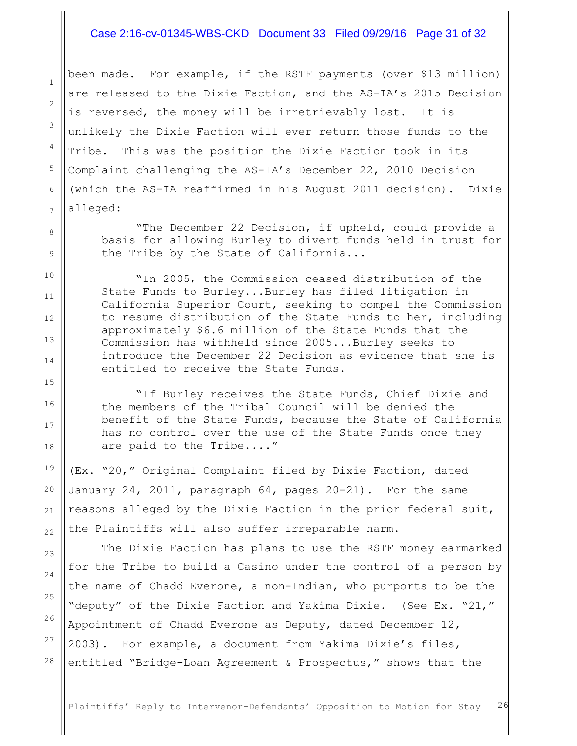been made. For example, if the RSTF payments (over $13 million) are released to the Dixie Faction, and the AS-IA's 2015 Decision is reversed, the money will be irretrievably lost. It is unlikely the Dixie Faction will ever return those funds to the Tribe. This was the position the Dixie Faction took in its Complaint challenging the AS-IA's December 22, 2010 Decision (which the AS-IA reaffirmed in his August 2011 decision). Dixie alleged:

> "The December 22 Decision, if upheld, could provide a basis for allowing Burley to divert funds held in trust for the Tribe by the State of California...
>
> "In 2005, the Commission ceased distribution of the State Funds to Burley...Burley has filed litigation in California Superior Court, seeking to compel the Commission to resume distribution of the State Funds to her, including approximately $6.6 million of the State Funds that the Commission has withheld since 2005...Burley seeks to introduce the December 22 Decision as evidence that she is entitled to receive the State Funds.
>
> "If Burley receives the State Funds, Chief Dixie and the members of the Tribal Council will be denied the benefit of the State Funds, because the State of California has no control over the use of the State Funds once they are paid to the Tribe...."

(Ex. "20," Original Complaint filed by Dixie Faction, dated January 24, 2011, paragraph 64, pages 20-21). For the same reasons alleged by the Dixie Faction in the prior federal suit, the Plaintiffs will also suffer irreparable harm.

The Dixie Faction has plans to use the RSTF money earmarked for the Tribe to build a Casino under the control of a person by the name of Chadd Everone, a non-Indian, who purports to be the "deputy" of the Dixie Faction and Yakima Dixie. (See Ex. "21," Appointment of Chadd Everone as Deputy, dated December 12, 2003). For example, a document from Yakima Dixie's files, entitled "Bridge-Loan Agreement & Prospectus," shows that the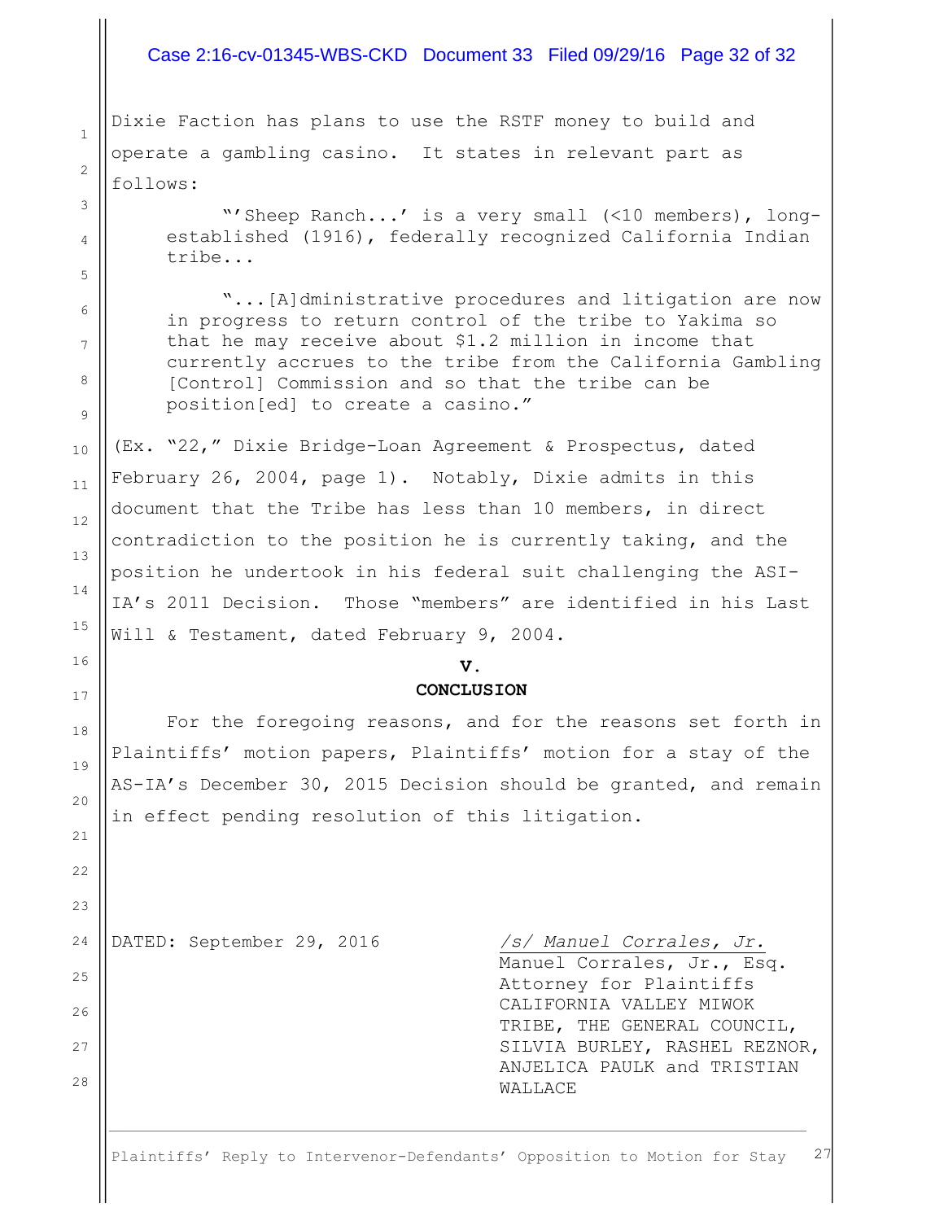Dixie Faction has plans to use the RSTF money to build and operate a gambling casino. It states in relevant part as follows:

> "'Sheep Ranch...' is a very small (<10 members), long-established (1916), federally recognized California Indian tribe...
>
> "...[A]dministrative procedures and litigation are now in progress to return control of the tribe to Yakima so that he may receive about $1.2 million in income that currently accrues to the tribe from the California Gambling [Control] Commission and so that the tribe can be position[ed] to create a casino."

(Ex. "22," Dixie Bridge-Loan Agreement & Prospectus, dated February 26, 2004, page 1). Notably, Dixie admits in this document that the Tribe has less than 10 members, in direct contradiction to the position he is currently taking, and the position he undertook in his federal suit challenging the ASI-IA's 2011 Decision. Those "members" are identified in his Last Will & Testament, dated February 9, 2004.

## V. CONCLUSION

For the foregoing reasons, and for the reasons set forth in Plaintiffs' motion papers, Plaintiffs' motion for a stay of the AS-IA's December 30, 2015 Decision should be granted, and remain in effect pending resolution of this litigation.

DATED: September 29, 2016

*/s/ Manuel Corrales, Jr.*
Manuel Corrales, Jr., Esq.
Attorney for Plaintiffs
CALIFORNIA VALLEY MIWOK TRIBE, THE GENERAL COUNCIL, SILVIA BURLEY, RASHEL REZNOR, ANJELICA PAULK and TRISTIAN WALLACE